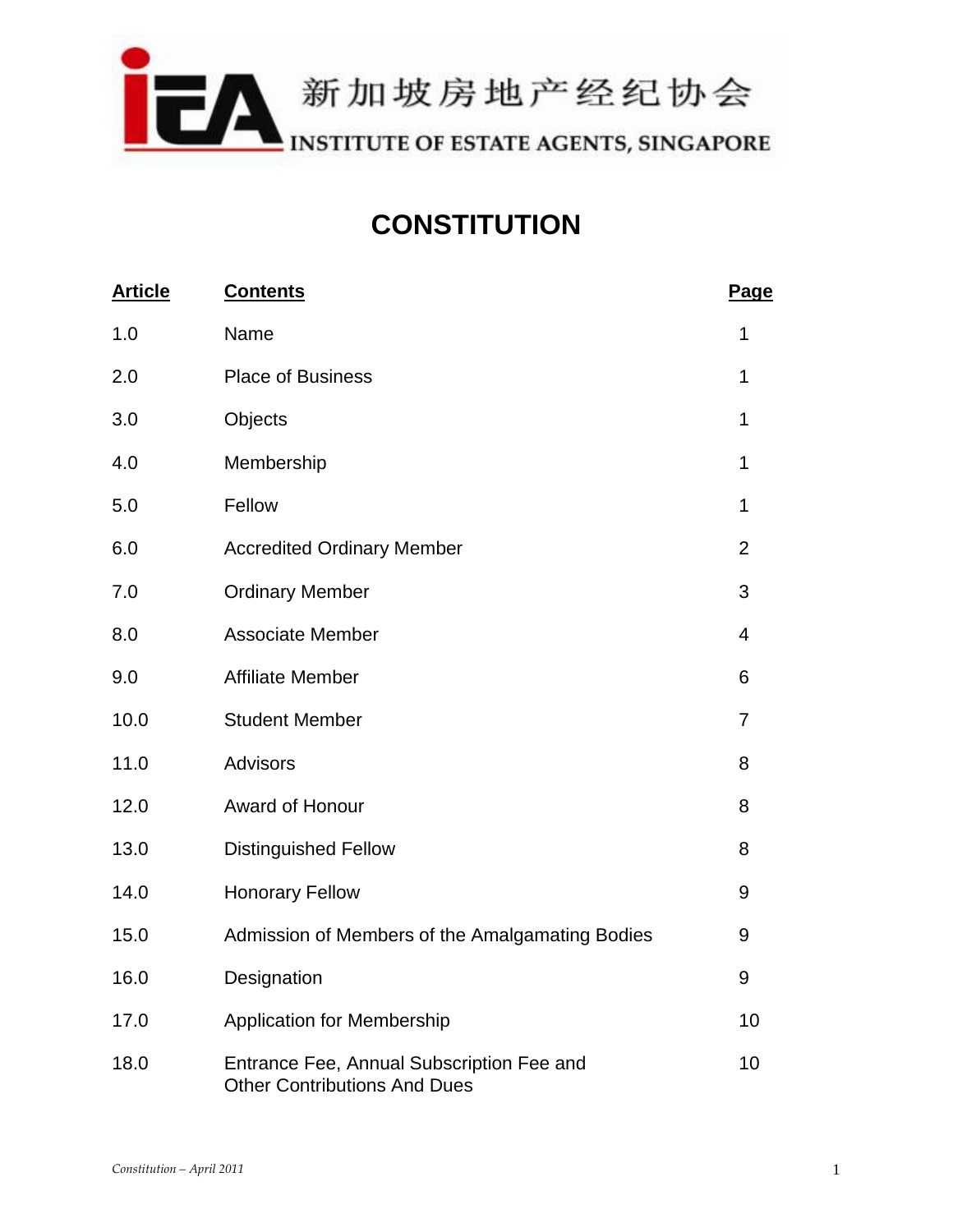新加坡房地产经纪协会
INSTITUTE OF ESTATE AGENTS, SINGAPORE

# CONSTITUTION

| Article | Contents | Page |
| --- | --- | --- |
| 1.0 | Name | 1 |
| 2.0 | Place of Business | 1 |
| 3.0 | Objects | 1 |
| 4.0 | Membership | 1 |
| 5.0 | Fellow | 1 |
| 6.0 | Accredited Ordinary Member | 2 |
| 7.0 | Ordinary Member | 3 |
| 8.0 | Associate Member | 4 |
| 9.0 | Affiliate Member | 6 |
| 10.0 | Student Member | 7 |
| 11.0 | Advisors | 8 |
| 12.0 | Award of Honour | 8 |
| 13.0 | Distinguished Fellow | 8 |
| 14.0 | Honorary Fellow | 9 |
| 15.0 | Admission of Members of the Amalgamating Bodies | 9 |
| 16.0 | Designation | 9 |
| 17.0 | Application for Membership | 10 |
| 18.0 | Entrance Fee, Annual Subscription Fee and Other Contributions And Dues | 10 |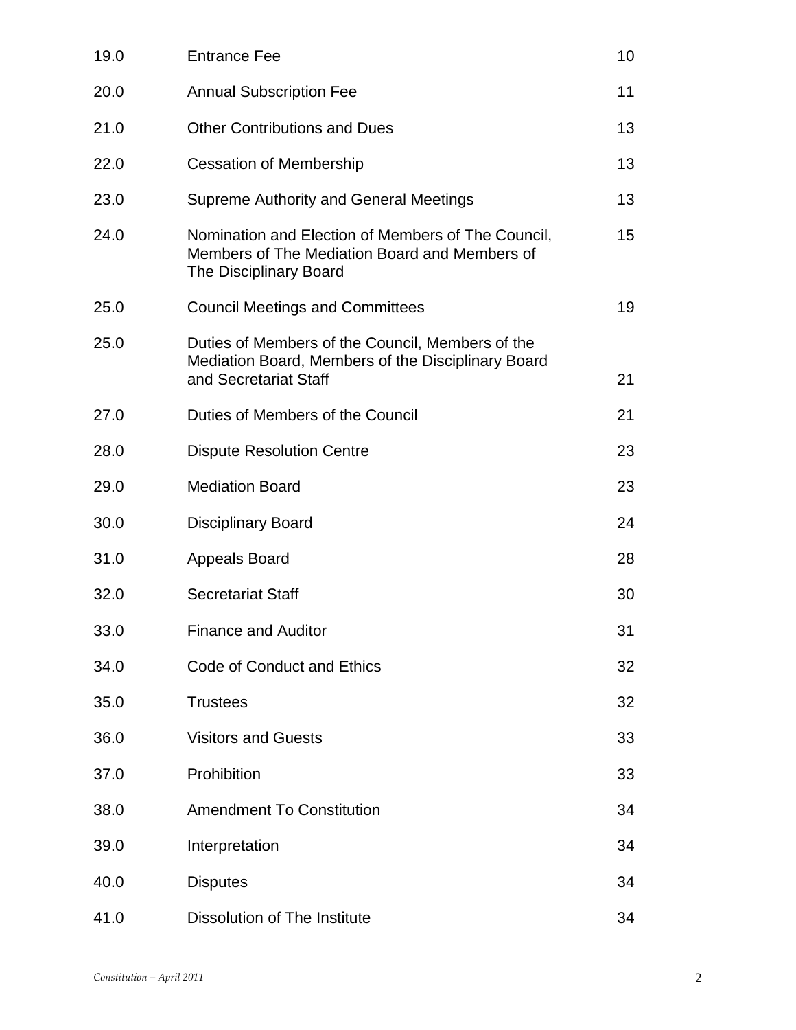| | | |
|---|---|---|
| 19.0 | Entrance Fee | 10 |
| 20.0 | Annual Subscription Fee | 11 |
| 21.0 | Other Contributions and Dues | 13 |
| 22.0 | Cessation of Membership | 13 |
| 23.0 | Supreme Authority and General Meetings | 13 |
| 24.0 | Nomination and Election of Members of The Council, Members of The Mediation Board and Members of The Disciplinary Board | 15 |
| 25.0 | Council Meetings and Committees | 19 |
| 25.0 | Duties of Members of the Council, Members of the Mediation Board, Members of the Disciplinary Board and Secretariat Staff | 21 |
| 27.0 | Duties of Members of the Council | 21 |
| 28.0 | Dispute Resolution Centre | 23 |
| 29.0 | Mediation Board | 23 |
| 30.0 | Disciplinary Board | 24 |
| 31.0 | Appeals Board | 28 |
| 32.0 | Secretariat Staff | 30 |
| 33.0 | Finance and Auditor | 31 |
| 34.0 | Code of Conduct and Ethics | 32 |
| 35.0 | Trustees | 32 |
| 36.0 | Visitors and Guests | 33 |
| 37.0 | Prohibition | 33 |
| 38.0 | Amendment To Constitution | 34 |
| 39.0 | Interpretation | 34 |
| 40.0 | Disputes | 34 |
| 41.0 | Dissolution of The Institute | 34 |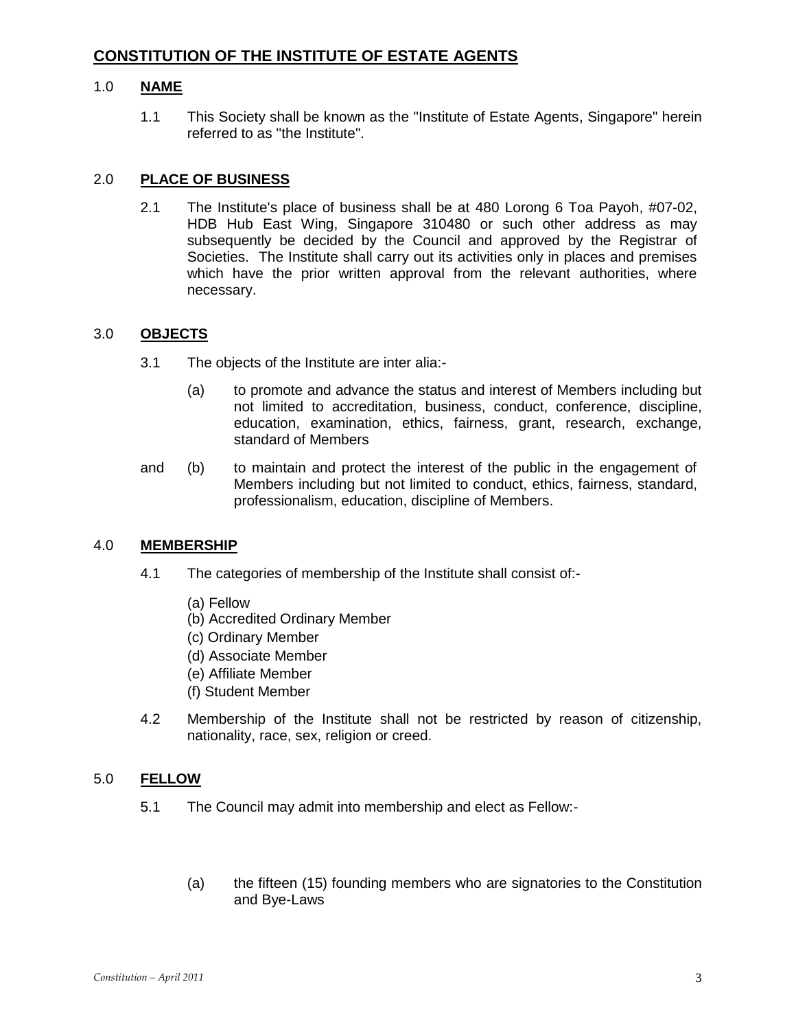## CONSTITUTION OF THE INSTITUTE OF ESTATE AGENTS

### 1.0 NAME

1.1 This Society shall be known as the "Institute of Estate Agents, Singapore" herein referred to as "the Institute".

### 2.0 PLACE OF BUSINESS

2.1 The Institute's place of business shall be at 480 Lorong 6 Toa Payoh, #07-02, HDB Hub East Wing, Singapore 310480 or such other address as may subsequently be decided by the Council and approved by the Registrar of Societies. The Institute shall carry out its activities only in places and premises which have the prior written approval from the relevant authorities, where necessary.

### 3.0 OBJECTS

3.1 The objects of the Institute are inter alia:-

(a) to promote and advance the status and interest of Members including but not limited to accreditation, business, conduct, conference, discipline, education, examination, ethics, fairness, grant, research, exchange, standard of Members

and (b) to maintain and protect the interest of the public in the engagement of Members including but not limited to conduct, ethics, fairness, standard, professionalism, education, discipline of Members.

### 4.0 MEMBERSHIP

4.1 The categories of membership of the Institute shall consist of:-

(a) Fellow
(b) Accredited Ordinary Member
(c) Ordinary Member
(d) Associate Member
(e) Affiliate Member
(f) Student Member

4.2 Membership of the Institute shall not be restricted by reason of citizenship, nationality, race, sex, religion or creed.

### 5.0 FELLOW

5.1 The Council may admit into membership and elect as Fellow:-

(a) the fifteen (15) founding members who are signatories to the Constitution and Bye-Laws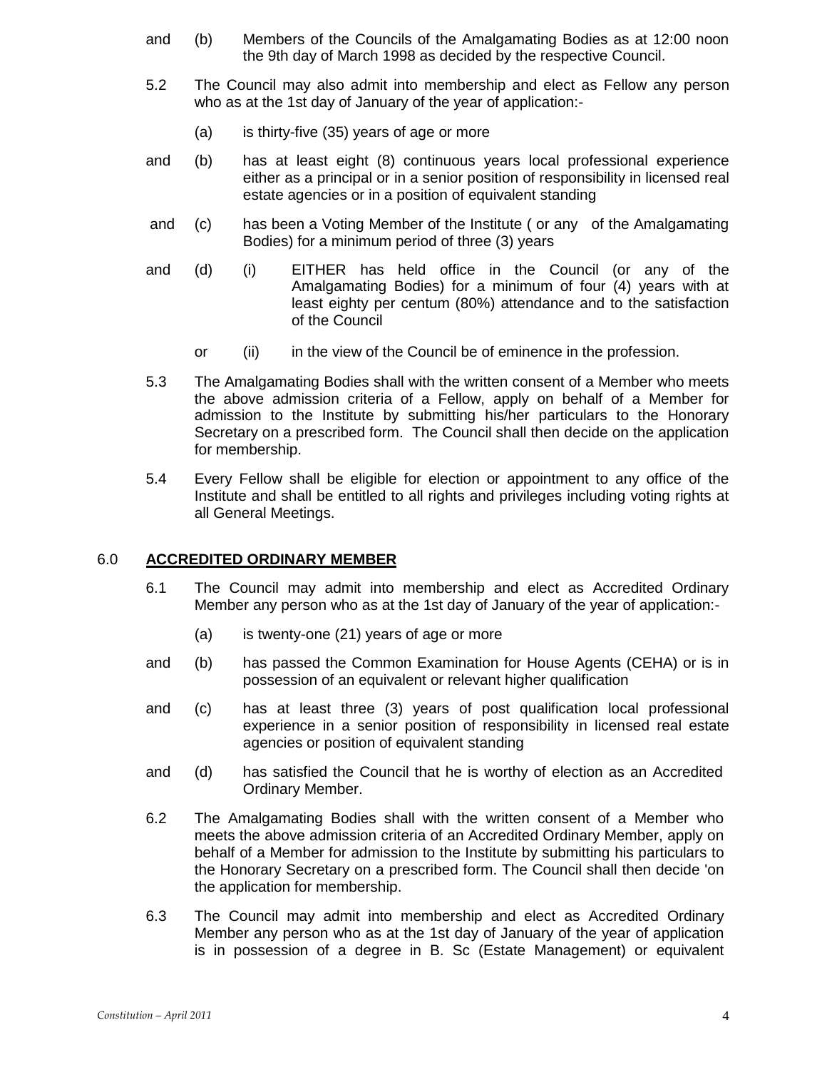and (b) Members of the Councils of the Amalgamating Bodies as at 12:00 noon the 9th day of March 1998 as decided by the respective Council.

5.2 The Council may also admit into membership and elect as Fellow any person who as at the 1st day of January of the year of application:-

(a) is thirty-five (35) years of age or more

and (b) has at least eight (8) continuous years local professional experience either as a principal or in a senior position of responsibility in licensed real estate agencies or in a position of equivalent standing

and (c) has been a Voting Member of the Institute ( or any of the Amalgamating Bodies) for a minimum period of three (3) years

and (d) (i) EITHER has held office in the Council (or any of the Amalgamating Bodies) for a minimum of four (4) years with at least eighty per centum (80%) attendance and to the satisfaction of the Council

or (ii) in the view of the Council be of eminence in the profession.

5.3 The Amalgamating Bodies shall with the written consent of a Member who meets the above admission criteria of a Fellow, apply on behalf of a Member for admission to the Institute by submitting his/her particulars to the Honorary Secretary on a prescribed form. The Council shall then decide on the application for membership.

5.4 Every Fellow shall be eligible for election or appointment to any office of the Institute and shall be entitled to all rights and privileges including voting rights at all General Meetings.

## 6.0 **ACCREDITED ORDINARY MEMBER**

6.1 The Council may admit into membership and elect as Accredited Ordinary Member any person who as at the 1st day of January of the year of application:-

(a) is twenty-one (21) years of age or more

and (b) has passed the Common Examination for House Agents (CEHA) or is in possession of an equivalent or relevant higher qualification

and (c) has at least three (3) years of post qualification local professional experience in a senior position of responsibility in licensed real estate agencies or position of equivalent standing

and (d) has satisfied the Council that he is worthy of election as an Accredited Ordinary Member.

6.2 The Amalgamating Bodies shall with the written consent of a Member who meets the above admission criteria of an Accredited Ordinary Member, apply on behalf of a Member for admission to the Institute by submitting his particulars to the Honorary Secretary on a prescribed form. The Council shall then decide 'on the application for membership.

6.3 The Council may admit into membership and elect as Accredited Ordinary Member any person who as at the 1st day of January of the year of application is in possession of a degree in B. Sc (Estate Management) or equivalent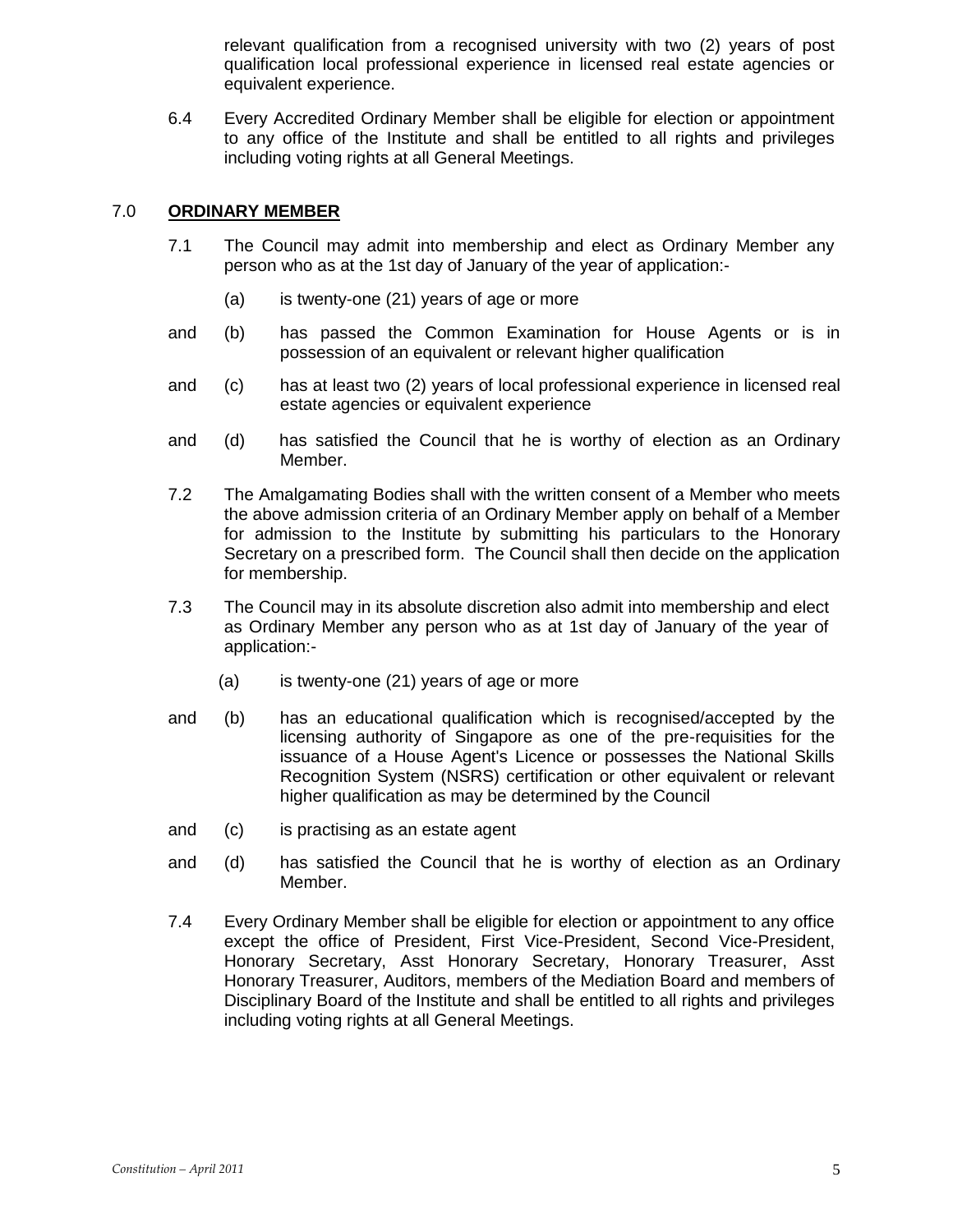relevant qualification from a recognised university with two (2) years of post qualification local professional experience in licensed real estate agencies or equivalent experience.

6.4 Every Accredited Ordinary Member shall be eligible for election or appointment to any office of the Institute and shall be entitled to all rights and privileges including voting rights at all General Meetings.

## 7.0 **ORDINARY MEMBER**

7.1 The Council may admit into membership and elect as Ordinary Member any person who as at the 1st day of January of the year of application:-

(a) is twenty-one (21) years of age or more

and (b) has passed the Common Examination for House Agents or is in possession of an equivalent or relevant higher qualification

and (c) has at least two (2) years of local professional experience in licensed real estate agencies or equivalent experience

and (d) has satisfied the Council that he is worthy of election as an Ordinary Member.

7.2 The Amalgamating Bodies shall with the written consent of a Member who meets the above admission criteria of an Ordinary Member apply on behalf of a Member for admission to the Institute by submitting his particulars to the Honorary Secretary on a prescribed form. The Council shall then decide on the application for membership.

7.3 The Council may in its absolute discretion also admit into membership and elect as Ordinary Member any person who as at 1st day of January of the year of application:-

(a) is twenty-one (21) years of age or more

and (b) has an educational qualification which is recognised/accepted by the licensing authority of Singapore as one of the pre-requisities for the issuance of a House Agent's Licence or possesses the National Skills Recognition System (NSRS) certification or other equivalent or relevant higher qualification as may be determined by the Council

and (c) is practising as an estate agent

and (d) has satisfied the Council that he is worthy of election as an Ordinary Member.

7.4 Every Ordinary Member shall be eligible for election or appointment to any office except the office of President, First Vice-President, Second Vice-President, Honorary Secretary, Asst Honorary Secretary, Honorary Treasurer, Asst Honorary Treasurer, Auditors, members of the Mediation Board and members of Disciplinary Board of the Institute and shall be entitled to all rights and privileges including voting rights at all General Meetings.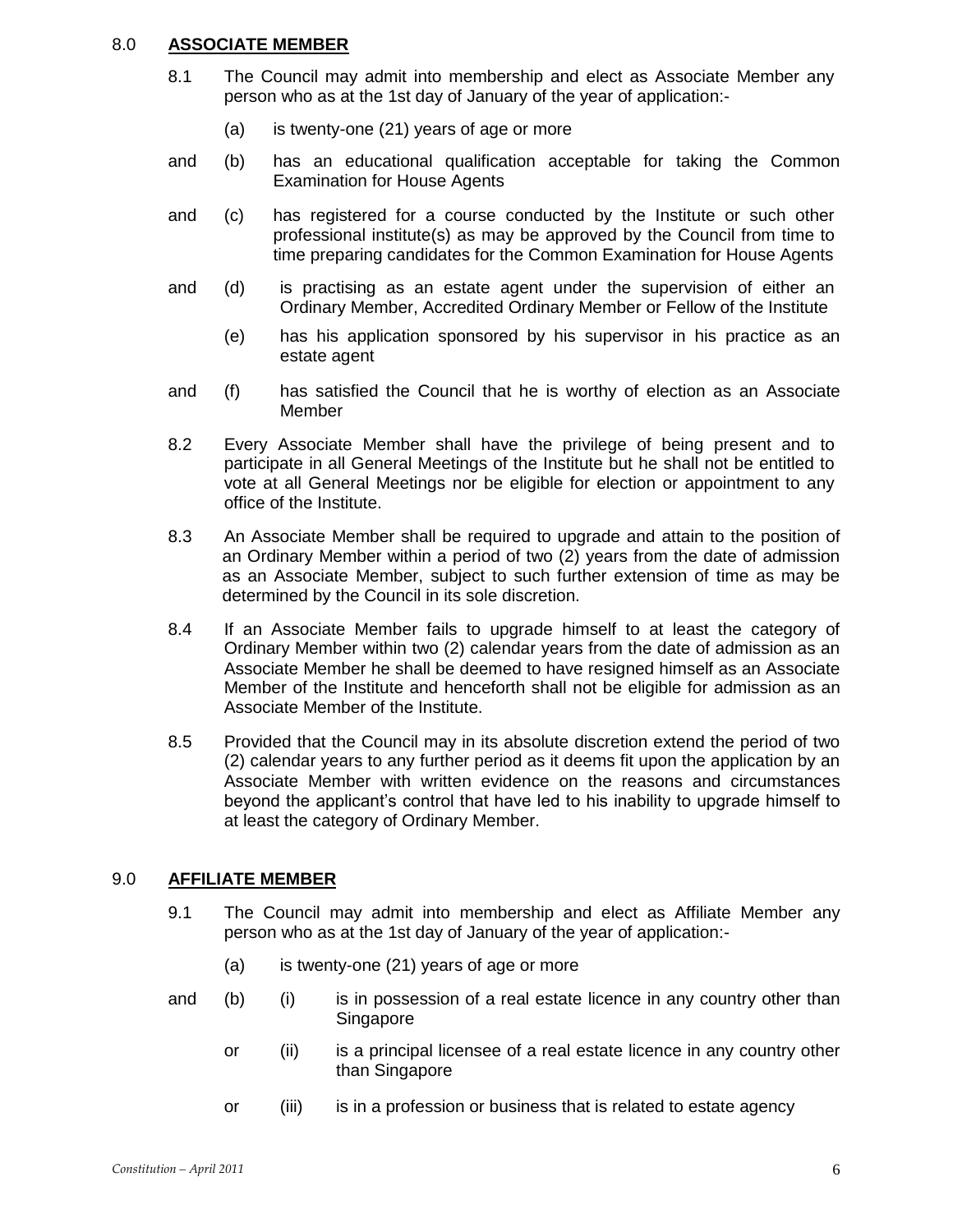## 8.0 **ASSOCIATE MEMBER**

8.1 The Council may admit into membership and elect as Associate Member any person who as at the 1st day of January of the year of application:-

(a) is twenty-one (21) years of age or more

and (b) has an educational qualification acceptable for taking the Common Examination for House Agents

and (c) has registered for a course conducted by the Institute or such other professional institute(s) as may be approved by the Council from time to time preparing candidates for the Common Examination for House Agents

and (d) is practising as an estate agent under the supervision of either an Ordinary Member, Accredited Ordinary Member or Fellow of the Institute

(e) has his application sponsored by his supervisor in his practice as an estate agent

and (f) has satisfied the Council that he is worthy of election as an Associate Member

8.2 Every Associate Member shall have the privilege of being present and to participate in all General Meetings of the Institute but he shall not be entitled to vote at all General Meetings nor be eligible for election or appointment to any office of the Institute.

8.3 An Associate Member shall be required to upgrade and attain to the position of an Ordinary Member within a period of two (2) years from the date of admission as an Associate Member, subject to such further extension of time as may be determined by the Council in its sole discretion.

8.4 If an Associate Member fails to upgrade himself to at least the category of Ordinary Member within two (2) calendar years from the date of admission as an Associate Member he shall be deemed to have resigned himself as an Associate Member of the Institute and henceforth shall not be eligible for admission as an Associate Member of the Institute.

8.5 Provided that the Council may in its absolute discretion extend the period of two (2) calendar years to any further period as it deems fit upon the application by an Associate Member with written evidence on the reasons and circumstances beyond the applicant's control that have led to his inability to upgrade himself to at least the category of Ordinary Member.

## 9.0 **AFFILIATE MEMBER**

9.1 The Council may admit into membership and elect as Affiliate Member any person who as at the 1st day of January of the year of application:-

(a) is twenty-one (21) years of age or more

and (b) (i) is in possession of a real estate licence in any country other than Singapore

or (ii) is a principal licensee of a real estate licence in any country other than Singapore

or (iii) is in a profession or business that is related to estate agency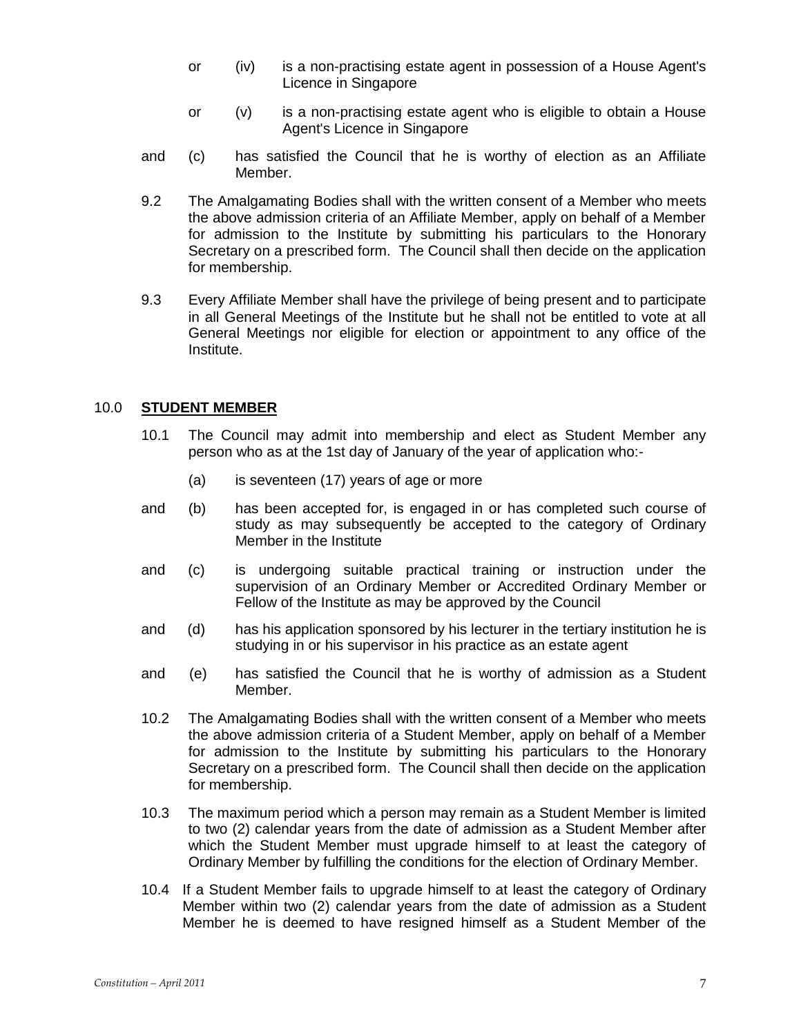or (iv) is a non-practising estate agent in possession of a House Agent's Licence in Singapore

or (v) is a non-practising estate agent who is eligible to obtain a House Agent's Licence in Singapore

and (c) has satisfied the Council that he is worthy of election as an Affiliate Member.

9.2 The Amalgamating Bodies shall with the written consent of a Member who meets the above admission criteria of an Affiliate Member, apply on behalf of a Member for admission to the Institute by submitting his particulars to the Honorary Secretary on a prescribed form. The Council shall then decide on the application for membership.

9.3 Every Affiliate Member shall have the privilege of being present and to participate in all General Meetings of the Institute but he shall not be entitled to vote at all General Meetings nor eligible for election or appointment to any office of the Institute.

## 10.0 **STUDENT MEMBER**

10.1 The Council may admit into membership and elect as Student Member any person who as at the 1st day of January of the year of application who:-

(a) is seventeen (17) years of age or more

and (b) has been accepted for, is engaged in or has completed such course of study as may subsequently be accepted to the category of Ordinary Member in the Institute

and (c) is undergoing suitable practical training or instruction under the supervision of an Ordinary Member or Accredited Ordinary Member or Fellow of the Institute as may be approved by the Council

and (d) has his application sponsored by his lecturer in the tertiary institution he is studying in or his supervisor in his practice as an estate agent

and (e) has satisfied the Council that he is worthy of admission as a Student Member.

10.2 The Amalgamating Bodies shall with the written consent of a Member who meets the above admission criteria of a Student Member, apply on behalf of a Member for admission to the Institute by submitting his particulars to the Honorary Secretary on a prescribed form. The Council shall then decide on the application for membership.

10.3 The maximum period which a person may remain as a Student Member is limited to two (2) calendar years from the date of admission as a Student Member after which the Student Member must upgrade himself to at least the category of Ordinary Member by fulfilling the conditions for the election of Ordinary Member.

10.4 If a Student Member fails to upgrade himself to at least the category of Ordinary Member within two (2) calendar years from the date of admission as a Student Member he is deemed to have resigned himself as a Student Member of the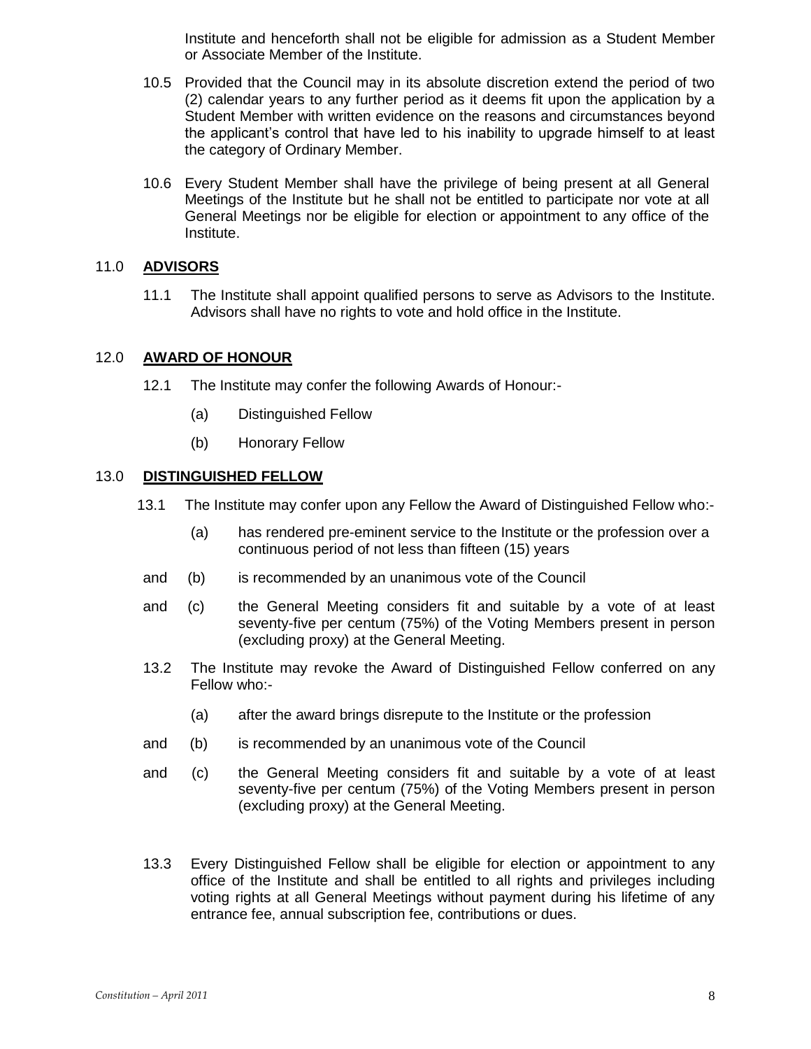Institute and henceforth shall not be eligible for admission as a Student Member or Associate Member of the Institute.

10.5 Provided that the Council may in its absolute discretion extend the period of two (2) calendar years to any further period as it deems fit upon the application by a Student Member with written evidence on the reasons and circumstances beyond the applicant's control that have led to his inability to upgrade himself to at least the category of Ordinary Member.

10.6 Every Student Member shall have the privilege of being present at all General Meetings of the Institute but he shall not be entitled to participate nor vote at all General Meetings nor be eligible for election or appointment to any office of the Institute.

## 11.0 ADVISORS

11.1 The Institute shall appoint qualified persons to serve as Advisors to the Institute. Advisors shall have no rights to vote and hold office in the Institute.

## 12.0 AWARD OF HONOUR

12.1 The Institute may confer the following Awards of Honour:-

(a) Distinguished Fellow

(b) Honorary Fellow

## 13.0 DISTINGUISHED FELLOW

13.1 The Institute may confer upon any Fellow the Award of Distinguished Fellow who:-

(a) has rendered pre-eminent service to the Institute or the profession over a continuous period of not less than fifteen (15) years

and (b) is recommended by an unanimous vote of the Council

and (c) the General Meeting considers fit and suitable by a vote of at least seventy-five per centum (75%) of the Voting Members present in person (excluding proxy) at the General Meeting.

13.2 The Institute may revoke the Award of Distinguished Fellow conferred on any Fellow who:-

(a) after the award brings disrepute to the Institute or the profession

and (b) is recommended by an unanimous vote of the Council

and (c) the General Meeting considers fit and suitable by a vote of at least seventy-five per centum (75%) of the Voting Members present in person (excluding proxy) at the General Meeting.

13.3 Every Distinguished Fellow shall be eligible for election or appointment to any office of the Institute and shall be entitled to all rights and privileges including voting rights at all General Meetings without payment during his lifetime of any entrance fee, annual subscription fee, contributions or dues.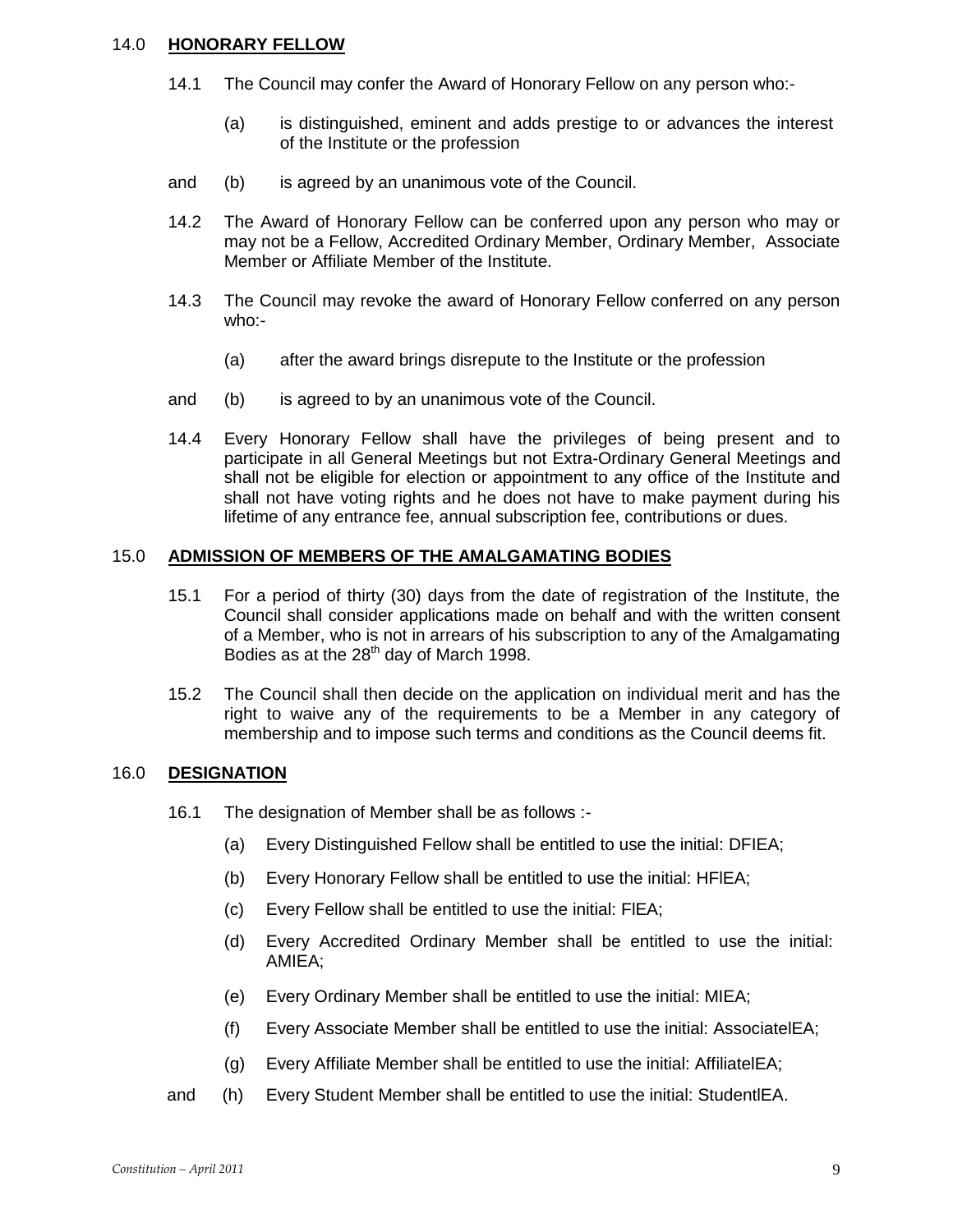## 14.0 **HONORARY FELLOW**

14.1 The Council may confer the Award of Honorary Fellow on any person who:-

(a) is distinguished, eminent and adds prestige to or advances the interest of the Institute or the profession

and (b) is agreed by an unanimous vote of the Council.

14.2 The Award of Honorary Fellow can be conferred upon any person who may or may not be a Fellow, Accredited Ordinary Member, Ordinary Member, Associate Member or Affiliate Member of the Institute.

14.3 The Council may revoke the award of Honorary Fellow conferred on any person who:-

(a) after the award brings disrepute to the Institute or the profession

and (b) is agreed to by an unanimous vote of the Council.

14.4 Every Honorary Fellow shall have the privileges of being present and to participate in all General Meetings but not Extra-Ordinary General Meetings and shall not be eligible for election or appointment to any office of the Institute and shall not have voting rights and he does not have to make payment during his lifetime of any entrance fee, annual subscription fee, contributions or dues.

## 15.0 **ADMISSION OF MEMBERS OF THE AMALGAMATING BODIES**

15.1 For a period of thirty (30) days from the date of registration of the Institute, the Council shall consider applications made on behalf and with the written consent of a Member, who is not in arrears of his subscription to any of the Amalgamating Bodies as at the 28th day of March 1998.

15.2 The Council shall then decide on the application on individual merit and has the right to waive any of the requirements to be a Member in any category of membership and to impose such terms and conditions as the Council deems fit.

## 16.0 **DESIGNATION**

16.1 The designation of Member shall be as follows :-

(a) Every Distinguished Fellow shall be entitled to use the initial: DFIEA;

(b) Every Honorary Fellow shall be entitled to use the initial: HFIEA;

(c) Every Fellow shall be entitled to use the initial: FIEA;

(d) Every Accredited Ordinary Member shall be entitled to use the initial: AMIEA;

(e) Every Ordinary Member shall be entitled to use the initial: MIEA;

(f) Every Associate Member shall be entitled to use the initial: AssociateIEA;

(g) Every Affiliate Member shall be entitled to use the initial: AffiliateIEA;

and (h) Every Student Member shall be entitled to use the initial: StudentIEA.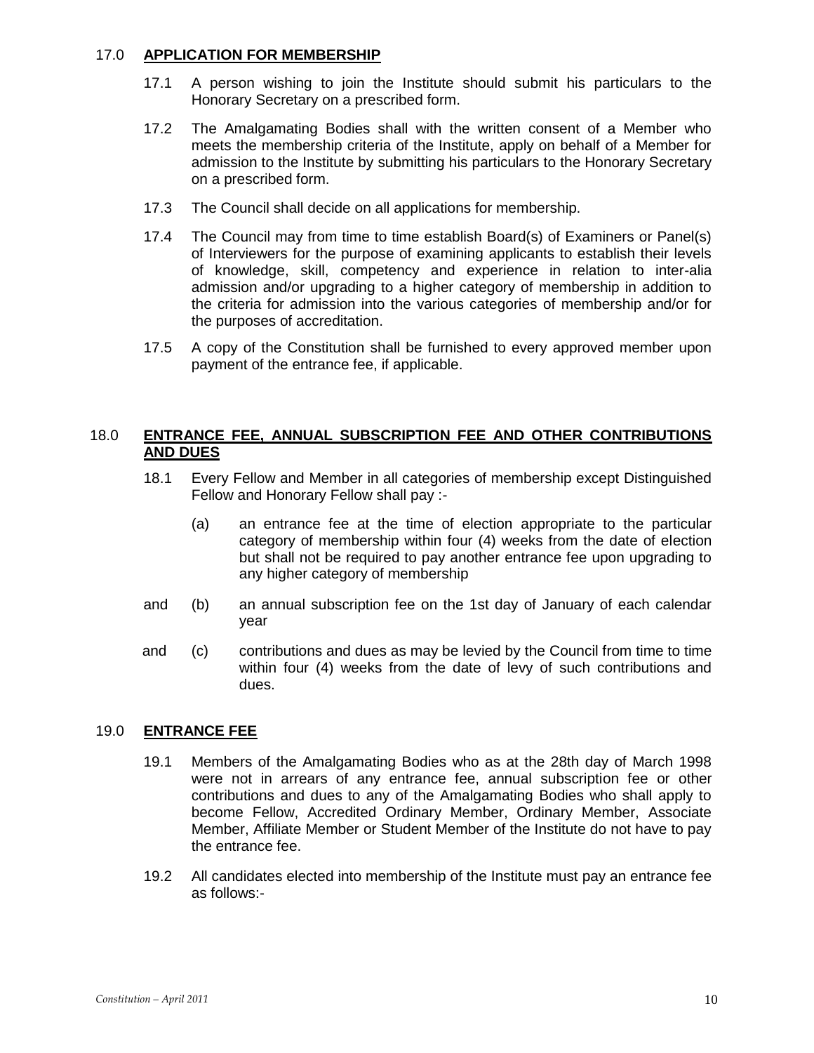## 17.0 APPLICATION FOR MEMBERSHIP

17.1 A person wishing to join the Institute should submit his particulars to the Honorary Secretary on a prescribed form.

17.2 The Amalgamating Bodies shall with the written consent of a Member who meets the membership criteria of the Institute, apply on behalf of a Member for admission to the Institute by submitting his particulars to the Honorary Secretary on a prescribed form.

17.3 The Council shall decide on all applications for membership.

17.4 The Council may from time to time establish Board(s) of Examiners or Panel(s) of Interviewers for the purpose of examining applicants to establish their levels of knowledge, skill, competency and experience in relation to inter-alia admission and/or upgrading to a higher category of membership in addition to the criteria for admission into the various categories of membership and/or for the purposes of accreditation.

17.5 A copy of the Constitution shall be furnished to every approved member upon payment of the entrance fee, if applicable.

## 18.0 ENTRANCE FEE, ANNUAL SUBSCRIPTION FEE AND OTHER CONTRIBUTIONS AND DUES

18.1 Every Fellow and Member in all categories of membership except Distinguished Fellow and Honorary Fellow shall pay :-

(a) an entrance fee at the time of election appropriate to the particular category of membership within four (4) weeks from the date of election but shall not be required to pay another entrance fee upon upgrading to any higher category of membership

and (b) an annual subscription fee on the 1st day of January of each calendar year

and (c) contributions and dues as may be levied by the Council from time to time within four (4) weeks from the date of levy of such contributions and dues.

## 19.0 ENTRANCE FEE

19.1 Members of the Amalgamating Bodies who as at the 28th day of March 1998 were not in arrears of any entrance fee, annual subscription fee or other contributions and dues to any of the Amalgamating Bodies who shall apply to become Fellow, Accredited Ordinary Member, Ordinary Member, Associate Member, Affiliate Member or Student Member of the Institute do not have to pay the entrance fee.

19.2 All candidates elected into membership of the Institute must pay an entrance fee as follows:-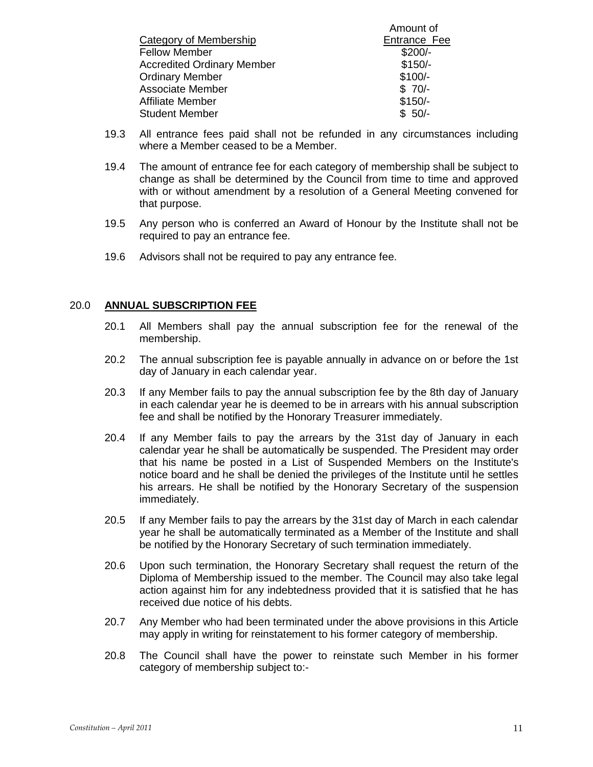| Category of Membership | Amount of Entrance Fee |
|---|---|
| Fellow Member | $200/- |
| Accredited Ordinary Member | $150/- |
| Ordinary Member | $100/- |
| Associate Member | $ 70/- |
| Affiliate Member | $150/- |
| Student Member | $ 50/- |

19.3 All entrance fees paid shall not be refunded in any circumstances including where a Member ceased to be a Member.

19.4 The amount of entrance fee for each category of membership shall be subject to change as shall be determined by the Council from time to time and approved with or without amendment by a resolution of a General Meeting convened for that purpose.

19.5 Any person who is conferred an Award of Honour by the Institute shall not be required to pay an entrance fee.

19.6 Advisors shall not be required to pay any entrance fee.

## 20.0 ANNUAL SUBSCRIPTION FEE

20.1 All Members shall pay the annual subscription fee for the renewal of the membership.

20.2 The annual subscription fee is payable annually in advance on or before the 1st day of January in each calendar year.

20.3 If any Member fails to pay the annual subscription fee by the 8th day of January in each calendar year he is deemed to be in arrears with his annual subscription fee and shall be notified by the Honorary Treasurer immediately.

20.4 If any Member fails to pay the arrears by the 31st day of January in each calendar year he shall be automatically be suspended. The President may order that his name be posted in a List of Suspended Members on the Institute's notice board and he shall be denied the privileges of the Institute until he settles his arrears. He shall be notified by the Honorary Secretary of the suspension immediately.

20.5 If any Member fails to pay the arrears by the 31st day of March in each calendar year he shall be automatically terminated as a Member of the Institute and shall be notified by the Honorary Secretary of such termination immediately.

20.6 Upon such termination, the Honorary Secretary shall request the return of the Diploma of Membership issued to the member. The Council may also take legal action against him for any indebtedness provided that it is satisfied that he has received due notice of his debts.

20.7 Any Member who had been terminated under the above provisions in this Article may apply in writing for reinstatement to his former category of membership.

20.8 The Council shall have the power to reinstate such Member in his former category of membership subject to:-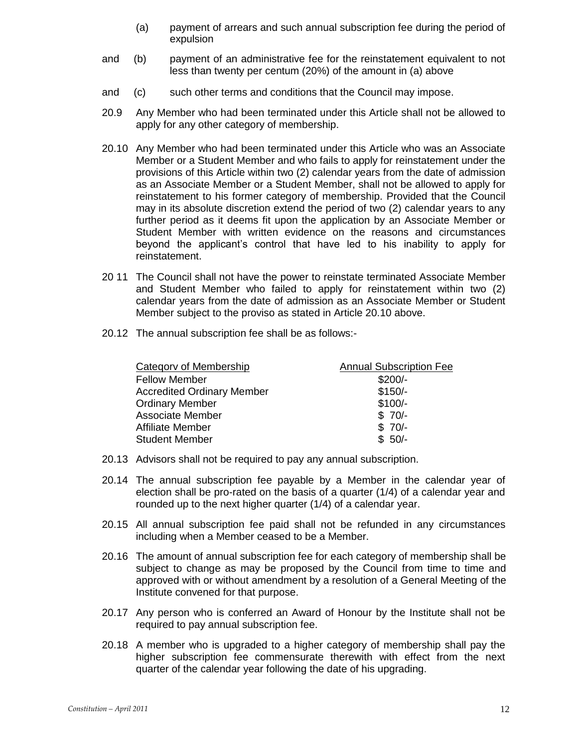(a) payment of arrears and such annual subscription fee during the period of expulsion

and (b) payment of an administrative fee for the reinstatement equivalent to not less than twenty per centum (20%) of the amount in (a) above

and (c) such other terms and conditions that the Council may impose.

20.9 Any Member who had been terminated under this Article shall not be allowed to apply for any other category of membership.

20.10 Any Member who had been terminated under this Article who was an Associate Member or a Student Member and who fails to apply for reinstatement under the provisions of this Article within two (2) calendar years from the date of admission as an Associate Member or a Student Member, shall not be allowed to apply for reinstatement to his former category of membership. Provided that the Council may in its absolute discretion extend the period of two (2) calendar years to any further period as it deems fit upon the application by an Associate Member or Student Member with written evidence on the reasons and circumstances beyond the applicant's control that have led to his inability to apply for reinstatement.

20 11 The Council shall not have the power to reinstate terminated Associate Member and Student Member who failed to apply for reinstatement within two (2) calendar years from the date of admission as an Associate Member or Student Member subject to the proviso as stated in Article 20.10 above.

20.12 The annual subscription fee shall be as follows:-

| Category of Membership | Annual Subscription Fee |
|---|---|
| Fellow Member | $200/- |
| Accredited Ordinary Member | $150/- |
| Ordinary Member | $100/- |
| Associate Member | $ 70/- |
| Affiliate Member | $ 70/- |
| Student Member | $ 50/- |

20.13 Advisors shall not be required to pay any annual subscription.

20.14 The annual subscription fee payable by a Member in the calendar year of election shall be pro-rated on the basis of a quarter (1/4) of a calendar year and rounded up to the next higher quarter (1/4) of a calendar year.

20.15 All annual subscription fee paid shall not be refunded in any circumstances including when a Member ceased to be a Member.

20.16 The amount of annual subscription fee for each category of membership shall be subject to change as may be proposed by the Council from time to time and approved with or without amendment by a resolution of a General Meeting of the Institute convened for that purpose.

20.17 Any person who is conferred an Award of Honour by the Institute shall not be required to pay annual subscription fee.

20.18 A member who is upgraded to a higher category of membership shall pay the higher subscription fee commensurate therewith with effect from the next quarter of the calendar year following the date of his upgrading.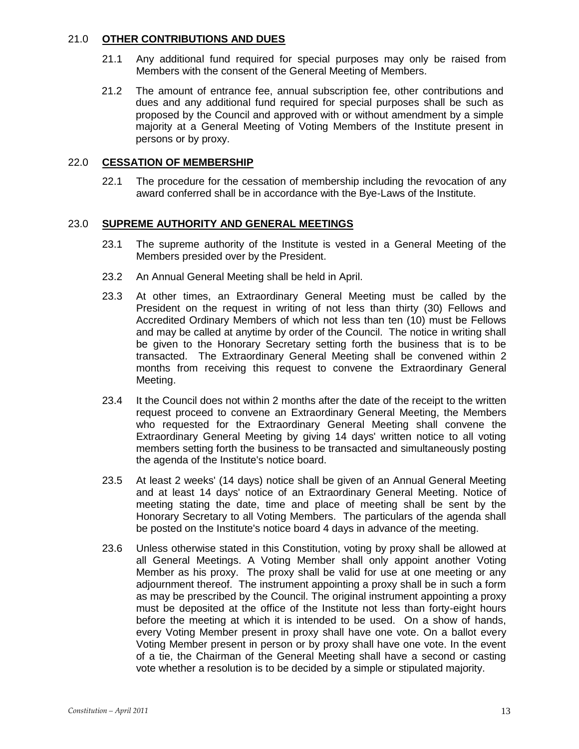## 21.0 **OTHER CONTRIBUTIONS AND DUES**

21.1 Any additional fund required for special purposes may only be raised from Members with the consent of the General Meeting of Members.

21.2 The amount of entrance fee, annual subscription fee, other contributions and dues and any additional fund required for special purposes shall be such as proposed by the Council and approved with or without amendment by a simple majority at a General Meeting of Voting Members of the Institute present in persons or by proxy.

## 22.0 **CESSATION OF MEMBERSHIP**

22.1 The procedure for the cessation of membership including the revocation of any award conferred shall be in accordance with the Bye-Laws of the Institute.

## 23.0 **SUPREME AUTHORITY AND GENERAL MEETINGS**

23.1 The supreme authority of the Institute is vested in a General Meeting of the Members presided over by the President.

23.2 An Annual General Meeting shall be held in April.

23.3 At other times, an Extraordinary General Meeting must be called by the President on the request in writing of not less than thirty (30) Fellows and Accredited Ordinary Members of which not less than ten (10) must be Fellows and may be called at anytime by order of the Council. The notice in writing shall be given to the Honorary Secretary setting forth the business that is to be transacted. The Extraordinary General Meeting shall be convened within 2 months from receiving this request to convene the Extraordinary General Meeting.

23.4 It the Council does not within 2 months after the date of the receipt to the written request proceed to convene an Extraordinary General Meeting, the Members who requested for the Extraordinary General Meeting shall convene the Extraordinary General Meeting by giving 14 days' written notice to all voting members setting forth the business to be transacted and simultaneously posting the agenda of the Institute's notice board.

23.5 At least 2 weeks' (14 days) notice shall be given of an Annual General Meeting and at least 14 days' notice of an Extraordinary General Meeting. Notice of meeting stating the date, time and place of meeting shall be sent by the Honorary Secretary to all Voting Members. The particulars of the agenda shall be posted on the Institute's notice board 4 days in advance of the meeting.

23.6 Unless otherwise stated in this Constitution, voting by proxy shall be allowed at all General Meetings. A Voting Member shall only appoint another Voting Member as his proxy. The proxy shall be valid for use at one meeting or any adjournment thereof. The instrument appointing a proxy shall be in such a form as may be prescribed by the Council. The original instrument appointing a proxy must be deposited at the office of the Institute not less than forty-eight hours before the meeting at which it is intended to be used. On a show of hands, every Voting Member present in proxy shall have one vote. On a ballot every Voting Member present in person or by proxy shall have one vote. In the event of a tie, the Chairman of the General Meeting shall have a second or casting vote whether a resolution is to be decided by a simple or stipulated majority.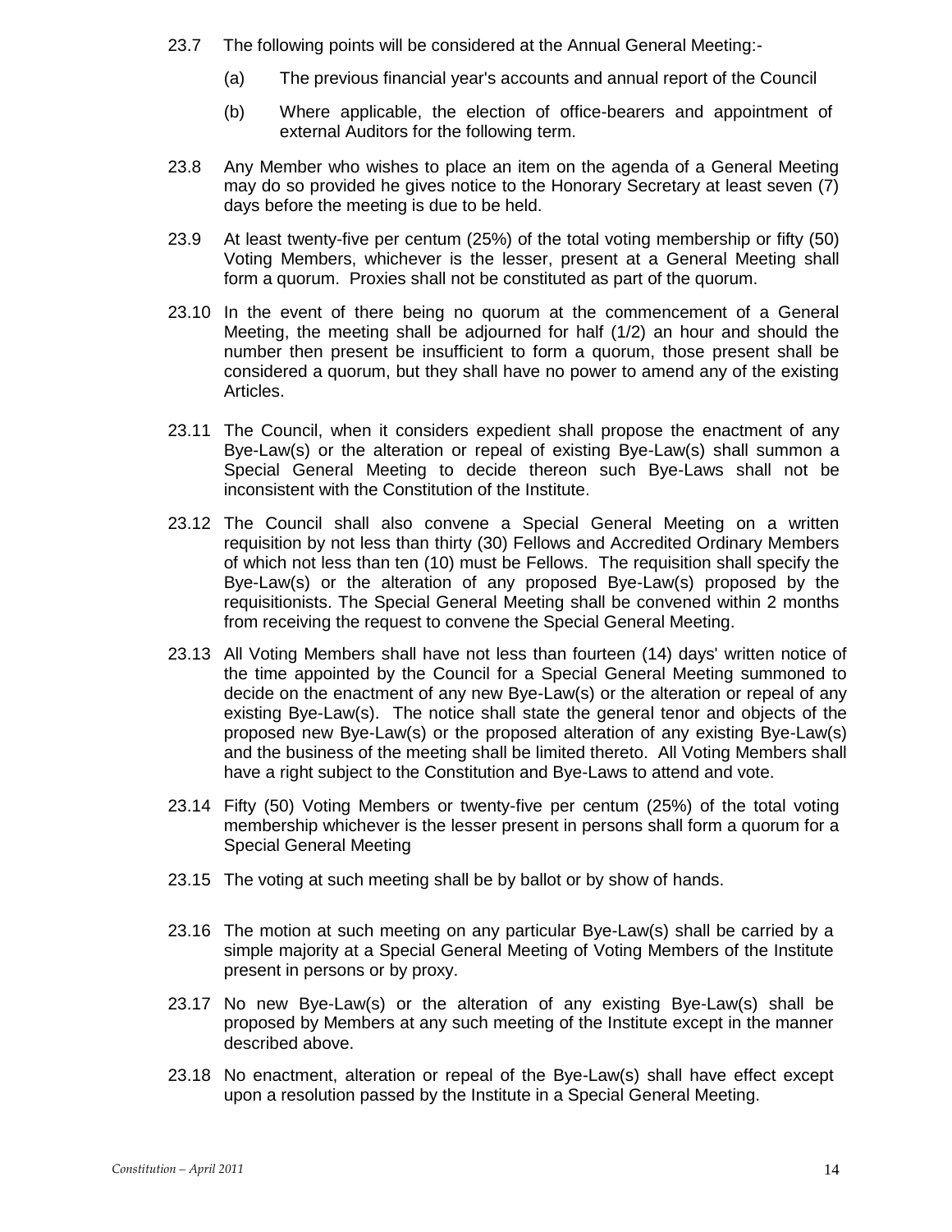23.7 The following points will be considered at the Annual General Meeting:-

(a) The previous financial year's accounts and annual report of the Council

(b) Where applicable, the election of office-bearers and appointment of external Auditors for the following term.

23.8 Any Member who wishes to place an item on the agenda of a General Meeting may do so provided he gives notice to the Honorary Secretary at least seven (7) days before the meeting is due to be held.

23.9 At least twenty-five per centum (25%) of the total voting membership or fifty (50) Voting Members, whichever is the lesser, present at a General Meeting shall form a quorum. Proxies shall not be constituted as part of the quorum.

23.10 In the event of there being no quorum at the commencement of a General Meeting, the meeting shall be adjourned for half (1/2) an hour and should the number then present be insufficient to form a quorum, those present shall be considered a quorum, but they shall have no power to amend any of the existing Articles.

23.11 The Council, when it considers expedient shall propose the enactment of any Bye-Law(s) or the alteration or repeal of existing Bye-Law(s) shall summon a Special General Meeting to decide thereon such Bye-Laws shall not be inconsistent with the Constitution of the Institute.

23.12 The Council shall also convene a Special General Meeting on a written requisition by not less than thirty (30) Fellows and Accredited Ordinary Members of which not less than ten (10) must be Fellows. The requisition shall specify the Bye-Law(s) or the alteration of any proposed Bye-Law(s) proposed by the requisitionists. The Special General Meeting shall be convened within 2 months from receiving the request to convene the Special General Meeting.

23.13 All Voting Members shall have not less than fourteen (14) days' written notice of the time appointed by the Council for a Special General Meeting summoned to decide on the enactment of any new Bye-Law(s) or the alteration or repeal of any existing Bye-Law(s). The notice shall state the general tenor and objects of the proposed new Bye-Law(s) or the proposed alteration of any existing Bye-Law(s) and the business of the meeting shall be limited thereto. All Voting Members shall have a right subject to the Constitution and Bye-Laws to attend and vote.

23.14 Fifty (50) Voting Members or twenty-five per centum (25%) of the total voting membership whichever is the lesser present in persons shall form a quorum for a Special General Meeting

23.15 The voting at such meeting shall be by ballot or by show of hands.

23.16 The motion at such meeting on any particular Bye-Law(s) shall be carried by a simple majority at a Special General Meeting of Voting Members of the Institute present in persons or by proxy.

23.17 No new Bye-Law(s) or the alteration of any existing Bye-Law(s) shall be proposed by Members at any such meeting of the Institute except in the manner described above.

23.18 No enactment, alteration or repeal of the Bye-Law(s) shall have effect except upon a resolution passed by the Institute in a Special General Meeting.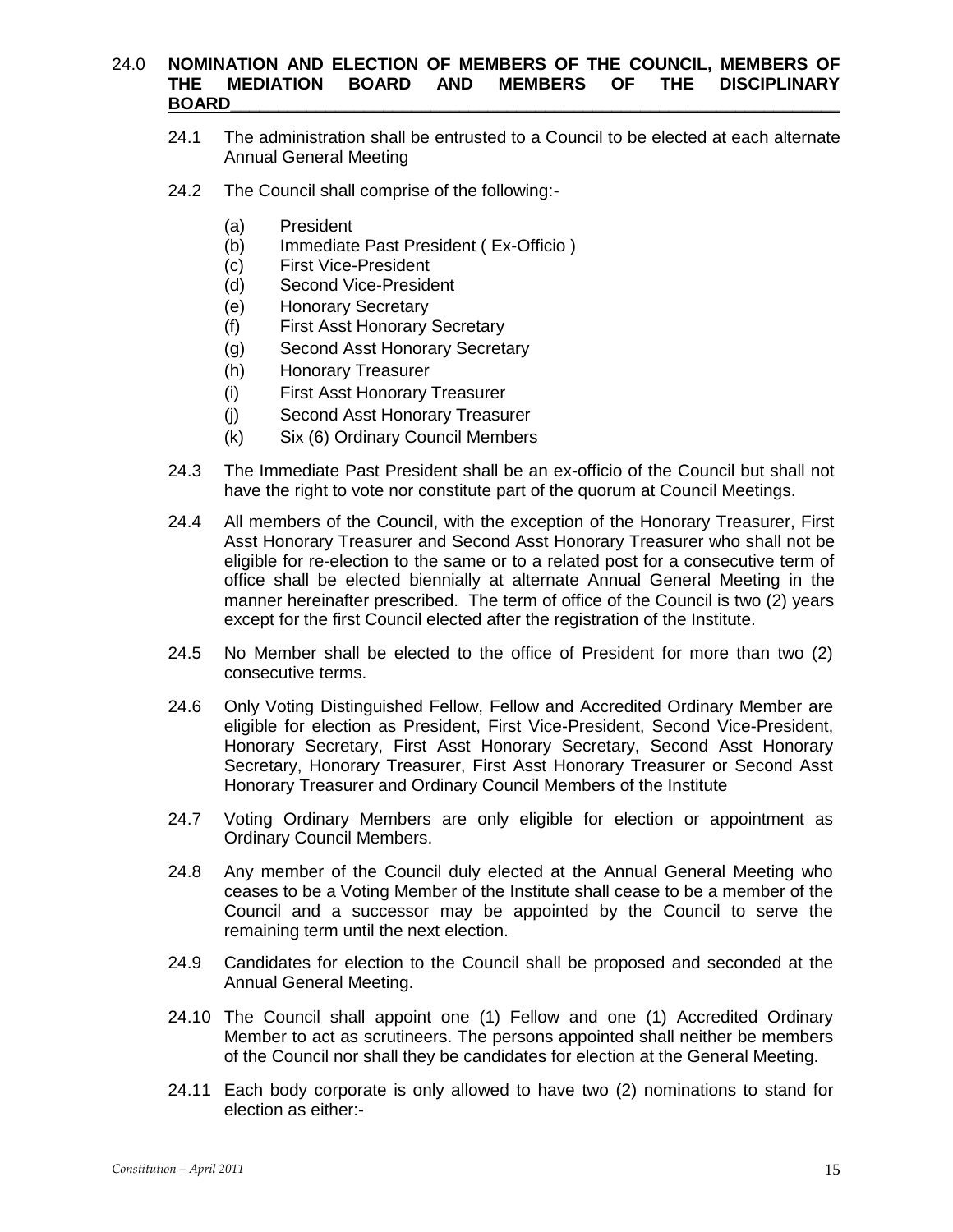## 24.0 NOMINATION AND ELECTION OF MEMBERS OF THE COUNCIL, MEMBERS OF THE MEDIATION BOARD AND MEMBERS OF THE DISCIPLINARY BOARD

24.1 The administration shall be entrusted to a Council to be elected at each alternate Annual General Meeting

24.2 The Council shall comprise of the following:-

- (a) President
- (b) Immediate Past President ( Ex-Officio )
- (c) First Vice-President
- (d) Second Vice-President
- (e) Honorary Secretary
- (f) First Asst Honorary Secretary
- (g) Second Asst Honorary Secretary
- (h) Honorary Treasurer
- (i) First Asst Honorary Treasurer
- (j) Second Asst Honorary Treasurer
- (k) Six (6) Ordinary Council Members

24.3 The Immediate Past President shall be an ex-officio of the Council but shall not have the right to vote nor constitute part of the quorum at Council Meetings.

24.4 All members of the Council, with the exception of the Honorary Treasurer, First Asst Honorary Treasurer and Second Asst Honorary Treasurer who shall not be eligible for re-election to the same or to a related post for a consecutive term of office shall be elected biennially at alternate Annual General Meeting in the manner hereinafter prescribed. The term of office of the Council is two (2) years except for the first Council elected after the registration of the Institute.

24.5 No Member shall be elected to the office of President for more than two (2) consecutive terms.

24.6 Only Voting Distinguished Fellow, Fellow and Accredited Ordinary Member are eligible for election as President, First Vice-President, Second Vice-President, Honorary Secretary, First Asst Honorary Secretary, Second Asst Honorary Secretary, Honorary Treasurer, First Asst Honorary Treasurer or Second Asst Honorary Treasurer and Ordinary Council Members of the Institute

24.7 Voting Ordinary Members are only eligible for election or appointment as Ordinary Council Members.

24.8 Any member of the Council duly elected at the Annual General Meeting who ceases to be a Voting Member of the Institute shall cease to be a member of the Council and a successor may be appointed by the Council to serve the remaining term until the next election.

24.9 Candidates for election to the Council shall be proposed and seconded at the Annual General Meeting.

24.10 The Council shall appoint one (1) Fellow and one (1) Accredited Ordinary Member to act as scrutineers. The persons appointed shall neither be members of the Council nor shall they be candidates for election at the General Meeting.

24.11 Each body corporate is only allowed to have two (2) nominations to stand for election as either:-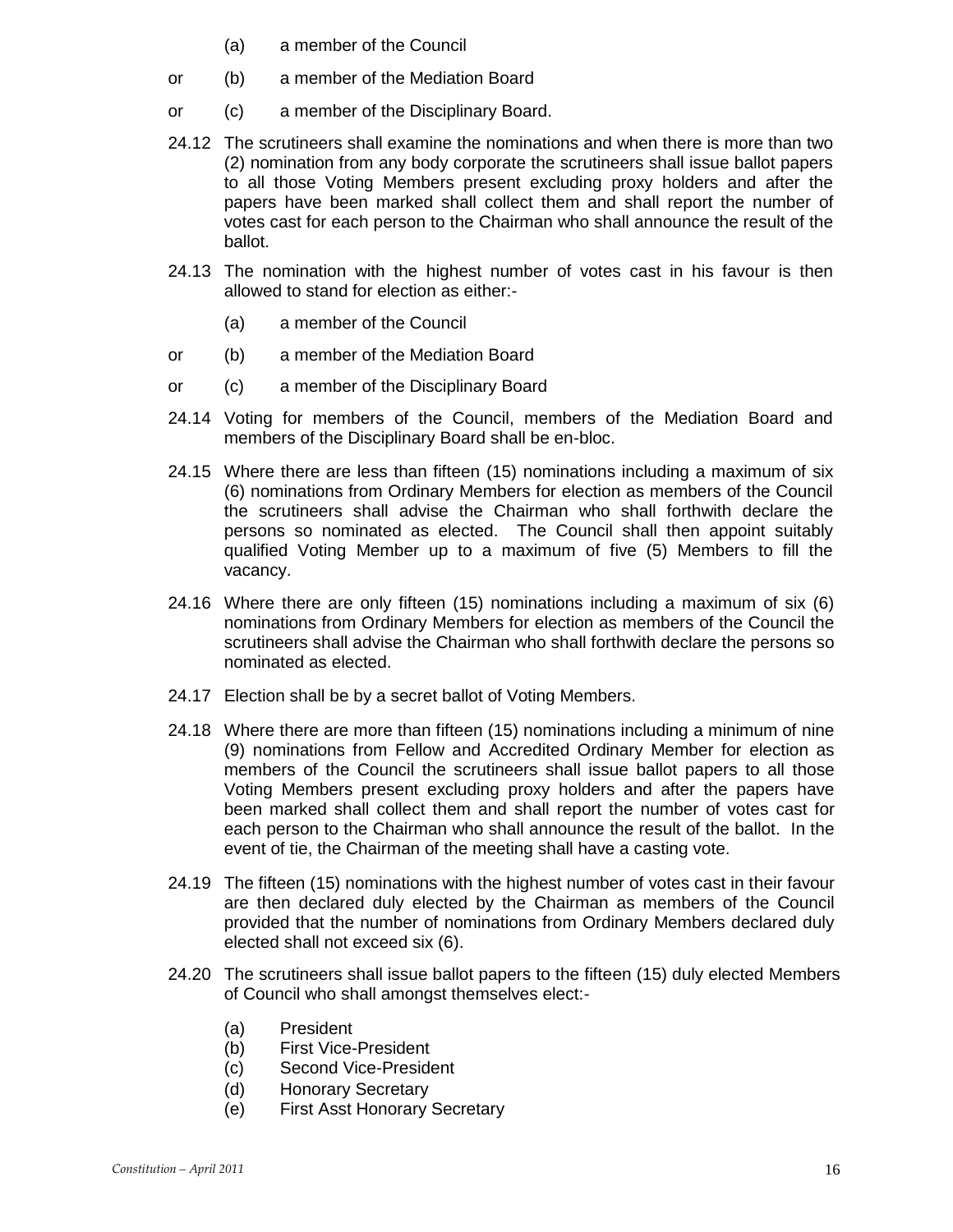(a) a member of the Council

or (b) a member of the Mediation Board

or (c) a member of the Disciplinary Board.

24.12 The scrutineers shall examine the nominations and when there is more than two (2) nomination from any body corporate the scrutineers shall issue ballot papers to all those Voting Members present excluding proxy holders and after the papers have been marked shall collect them and shall report the number of votes cast for each person to the Chairman who shall announce the result of the ballot.

24.13 The nomination with the highest number of votes cast in his favour is then allowed to stand for election as either:-

(a) a member of the Council

or (b) a member of the Mediation Board

or (c) a member of the Disciplinary Board

24.14 Voting for members of the Council, members of the Mediation Board and members of the Disciplinary Board shall be en-bloc.

24.15 Where there are less than fifteen (15) nominations including a maximum of six (6) nominations from Ordinary Members for election as members of the Council the scrutineers shall advise the Chairman who shall forthwith declare the persons so nominated as elected. The Council shall then appoint suitably qualified Voting Member up to a maximum of five (5) Members to fill the vacancy.

24.16 Where there are only fifteen (15) nominations including a maximum of six (6) nominations from Ordinary Members for election as members of the Council the scrutineers shall advise the Chairman who shall forthwith declare the persons so nominated as elected.

24.17 Election shall be by a secret ballot of Voting Members.

24.18 Where there are more than fifteen (15) nominations including a minimum of nine (9) nominations from Fellow and Accredited Ordinary Member for election as members of the Council the scrutineers shall issue ballot papers to all those Voting Members present excluding proxy holders and after the papers have been marked shall collect them and shall report the number of votes cast for each person to the Chairman who shall announce the result of the ballot. In the event of tie, the Chairman of the meeting shall have a casting vote.

24.19 The fifteen (15) nominations with the highest number of votes cast in their favour are then declared duly elected by the Chairman as members of the Council provided that the number of nominations from Ordinary Members declared duly elected shall not exceed six (6).

24.20 The scrutineers shall issue ballot papers to the fifteen (15) duly elected Members of Council who shall amongst themselves elect:-

(a) President
(b) First Vice-President
(c) Second Vice-President
(d) Honorary Secretary
(e) First Asst Honorary Secretary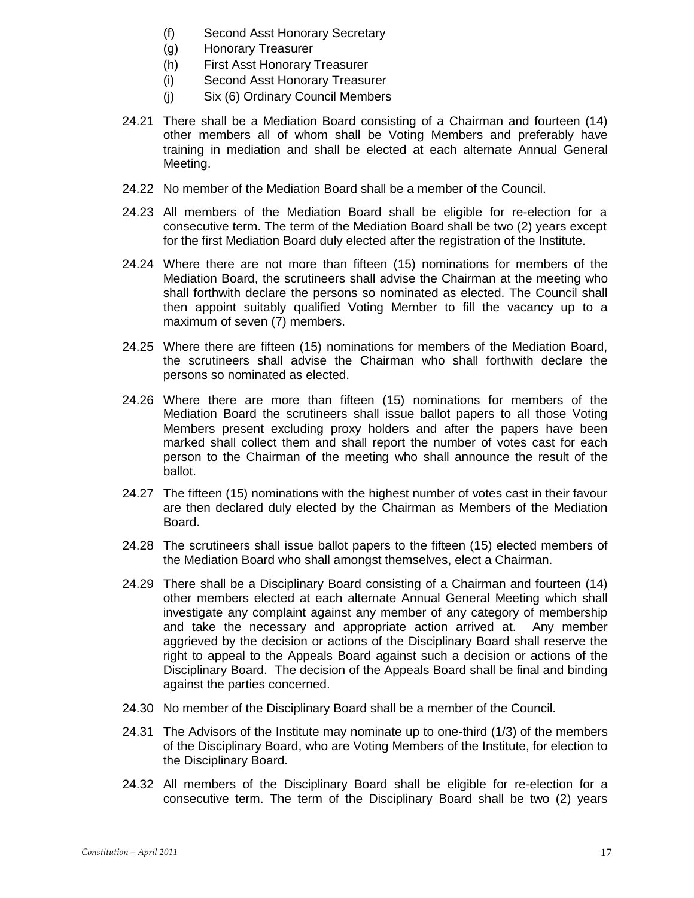(f) Second Asst Honorary Secretary
(g) Honorary Treasurer
(h) First Asst Honorary Treasurer
(i) Second Asst Honorary Treasurer
(j) Six (6) Ordinary Council Members

24.21 There shall be a Mediation Board consisting of a Chairman and fourteen (14) other members all of whom shall be Voting Members and preferably have training in mediation and shall be elected at each alternate Annual General Meeting.

24.22 No member of the Mediation Board shall be a member of the Council.

24.23 All members of the Mediation Board shall be eligible for re-election for a consecutive term. The term of the Mediation Board shall be two (2) years except for the first Mediation Board duly elected after the registration of the Institute.

24.24 Where there are not more than fifteen (15) nominations for members of the Mediation Board, the scrutineers shall advise the Chairman at the meeting who shall forthwith declare the persons so nominated as elected. The Council shall then appoint suitably qualified Voting Member to fill the vacancy up to a maximum of seven (7) members.

24.25 Where there are fifteen (15) nominations for members of the Mediation Board, the scrutineers shall advise the Chairman who shall forthwith declare the persons so nominated as elected.

24.26 Where there are more than fifteen (15) nominations for members of the Mediation Board the scrutineers shall issue ballot papers to all those Voting Members present excluding proxy holders and after the papers have been marked shall collect them and shall report the number of votes cast for each person to the Chairman of the meeting who shall announce the result of the ballot.

24.27 The fifteen (15) nominations with the highest number of votes cast in their favour are then declared duly elected by the Chairman as Members of the Mediation Board.

24.28 The scrutineers shall issue ballot papers to the fifteen (15) elected members of the Mediation Board who shall amongst themselves, elect a Chairman.

24.29 There shall be a Disciplinary Board consisting of a Chairman and fourteen (14) other members elected at each alternate Annual General Meeting which shall investigate any complaint against any member of any category of membership and take the necessary and appropriate action arrived at. Any member aggrieved by the decision or actions of the Disciplinary Board shall reserve the right to appeal to the Appeals Board against such a decision or actions of the Disciplinary Board. The decision of the Appeals Board shall be final and binding against the parties concerned.

24.30 No member of the Disciplinary Board shall be a member of the Council.

24.31 The Advisors of the Institute may nominate up to one-third (1/3) of the members of the Disciplinary Board, who are Voting Members of the Institute, for election to the Disciplinary Board.

24.32 All members of the Disciplinary Board shall be eligible for re-election for a consecutive term. The term of the Disciplinary Board shall be two (2) years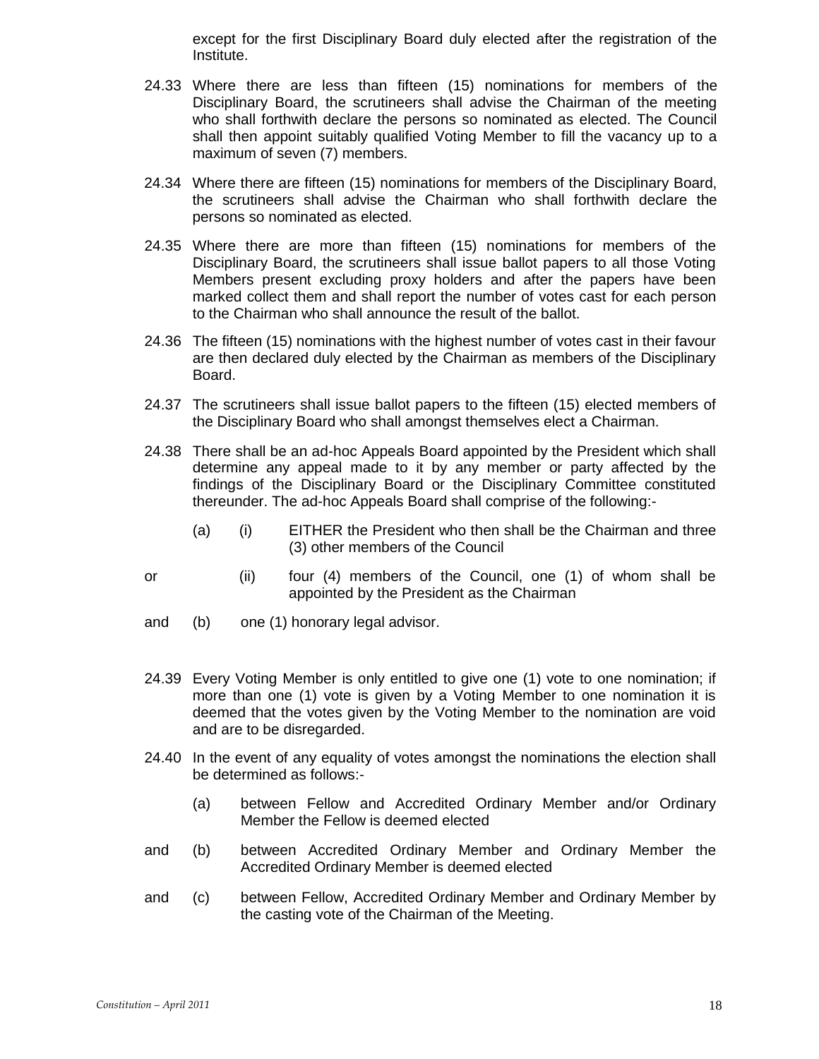except for the first Disciplinary Board duly elected after the registration of the Institute.

24.33 Where there are less than fifteen (15) nominations for members of the Disciplinary Board, the scrutineers shall advise the Chairman of the meeting who shall forthwith declare the persons so nominated as elected. The Council shall then appoint suitably qualified Voting Member to fill the vacancy up to a maximum of seven (7) members.

24.34 Where there are fifteen (15) nominations for members of the Disciplinary Board, the scrutineers shall advise the Chairman who shall forthwith declare the persons so nominated as elected.

24.35 Where there are more than fifteen (15) nominations for members of the Disciplinary Board, the scrutineers shall issue ballot papers to all those Voting Members present excluding proxy holders and after the papers have been marked collect them and shall report the number of votes cast for each person to the Chairman who shall announce the result of the ballot.

24.36 The fifteen (15) nominations with the highest number of votes cast in their favour are then declared duly elected by the Chairman as members of the Disciplinary Board.

24.37 The scrutineers shall issue ballot papers to the fifteen (15) elected members of the Disciplinary Board who shall amongst themselves elect a Chairman.

24.38 There shall be an ad-hoc Appeals Board appointed by the President which shall determine any appeal made to it by any member or party affected by the findings of the Disciplinary Board or the Disciplinary Committee constituted thereunder. The ad-hoc Appeals Board shall comprise of the following:-

(a) (i) EITHER the President who then shall be the Chairman and three (3) other members of the Council

or (ii) four (4) members of the Council, one (1) of whom shall be appointed by the President as the Chairman

and (b) one (1) honorary legal advisor.

24.39 Every Voting Member is only entitled to give one (1) vote to one nomination; if more than one (1) vote is given by a Voting Member to one nomination it is deemed that the votes given by the Voting Member to the nomination are void and are to be disregarded.

24.40 In the event of any equality of votes amongst the nominations the election shall be determined as follows:-

(a) between Fellow and Accredited Ordinary Member and/or Ordinary Member the Fellow is deemed elected

and (b) between Accredited Ordinary Member and Ordinary Member the Accredited Ordinary Member is deemed elected

and (c) between Fellow, Accredited Ordinary Member and Ordinary Member by the casting vote of the Chairman of the Meeting.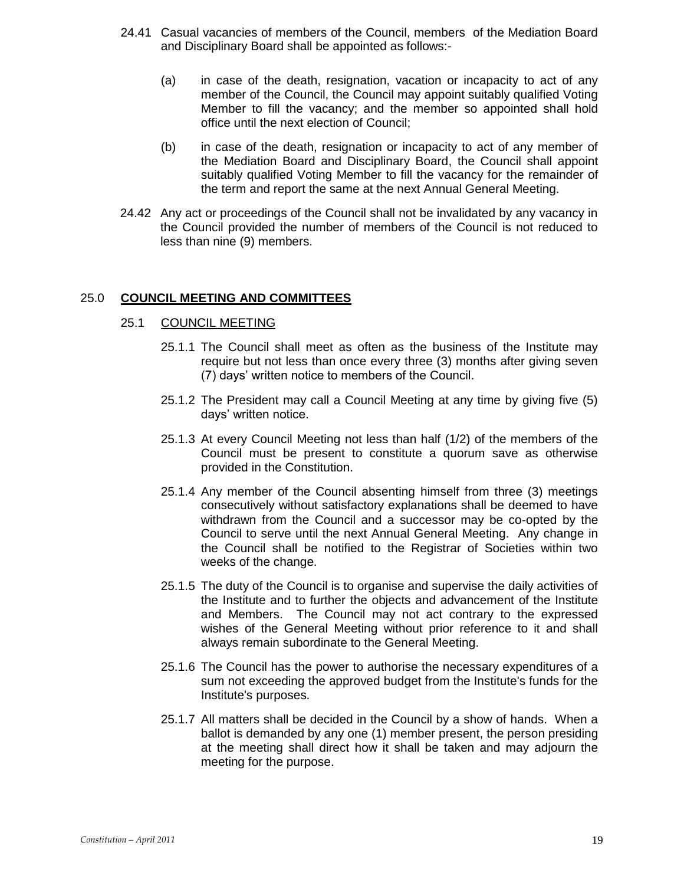24.41 Casual vacancies of members of the Council, members of the Mediation Board and Disciplinary Board shall be appointed as follows:-

(a) in case of the death, resignation, vacation or incapacity to act of any member of the Council, the Council may appoint suitably qualified Voting Member to fill the vacancy; and the member so appointed shall hold office until the next election of Council;

(b) in case of the death, resignation or incapacity to act of any member of the Mediation Board and Disciplinary Board, the Council shall appoint suitably qualified Voting Member to fill the vacancy for the remainder of the term and report the same at the next Annual General Meeting.

24.42 Any act or proceedings of the Council shall not be invalidated by any vacancy in the Council provided the number of members of the Council is not reduced to less than nine (9) members.

## 25.0 **COUNCIL MEETING AND COMMITTEES**

### 25.1 COUNCIL MEETING

25.1.1 The Council shall meet as often as the business of the Institute may require but not less than once every three (3) months after giving seven (7) days' written notice to members of the Council.

25.1.2 The President may call a Council Meeting at any time by giving five (5) days' written notice.

25.1.3 At every Council Meeting not less than half (1/2) of the members of the Council must be present to constitute a quorum save as otherwise provided in the Constitution.

25.1.4 Any member of the Council absenting himself from three (3) meetings consecutively without satisfactory explanations shall be deemed to have withdrawn from the Council and a successor may be co-opted by the Council to serve until the next Annual General Meeting. Any change in the Council shall be notified to the Registrar of Societies within two weeks of the change.

25.1.5 The duty of the Council is to organise and supervise the daily activities of the Institute and to further the objects and advancement of the Institute and Members. The Council may not act contrary to the expressed wishes of the General Meeting without prior reference to it and shall always remain subordinate to the General Meeting.

25.1.6 The Council has the power to authorise the necessary expenditures of a sum not exceeding the approved budget from the Institute's funds for the Institute's purposes.

25.1.7 All matters shall be decided in the Council by a show of hands. When a ballot is demanded by any one (1) member present, the person presiding at the meeting shall direct how it shall be taken and may adjourn the meeting for the purpose.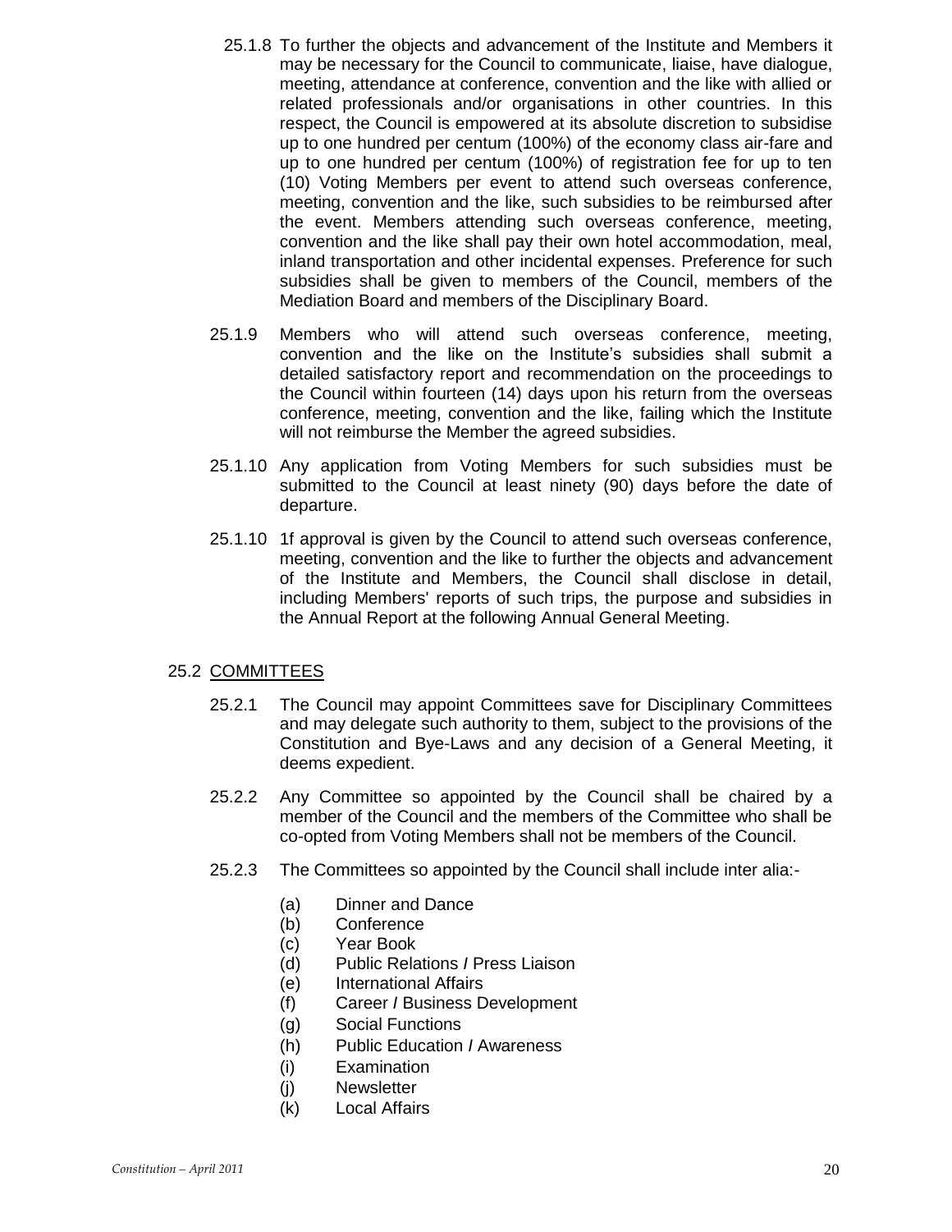25.1.8 To further the objects and advancement of the Institute and Members it may be necessary for the Council to communicate, liaise, have dialogue, meeting, attendance at conference, convention and the like with allied or related professionals and/or organisations in other countries. In this respect, the Council is empowered at its absolute discretion to subsidise up to one hundred per centum (100%) of the economy class air-fare and up to one hundred per centum (100%) of registration fee for up to ten (10) Voting Members per event to attend such overseas conference, meeting, convention and the like, such subsidies to be reimbursed after the event. Members attending such overseas conference, meeting, convention and the like shall pay their own hotel accommodation, meal, inland transportation and other incidental expenses. Preference for such subsidies shall be given to members of the Council, members of the Mediation Board and members of the Disciplinary Board.

25.1.9 Members who will attend such overseas conference, meeting, convention and the like on the Institute's subsidies shall submit a detailed satisfactory report and recommendation on the proceedings to the Council within fourteen (14) days upon his return from the overseas conference, meeting, convention and the like, failing which the Institute will not reimburse the Member the agreed subsidies.

25.1.10 Any application from Voting Members for such subsidies must be submitted to the Council at least ninety (90) days before the date of departure.

25.1.10 1f approval is given by the Council to attend such overseas conference, meeting, convention and the like to further the objects and advancement of the Institute and Members, the Council shall disclose in detail, including Members' reports of such trips, the purpose and subsidies in the Annual Report at the following Annual General Meeting.

25.2 <u>COMMITTEES</u>

25.2.1 The Council may appoint Committees save for Disciplinary Committees and may delegate such authority to them, subject to the provisions of the Constitution and Bye-Laws and any decision of a General Meeting, it deems expedient.

25.2.2 Any Committee so appointed by the Council shall be chaired by a member of the Council and the members of the Committee who shall be co-opted from Voting Members shall not be members of the Council.

25.2.3 The Committees so appointed by the Council shall include inter alia:-

(a) Dinner and Dance
(b) Conference
(c) Year Book
(d) Public Relations / Press Liaison
(e) International Affairs
(f) Career / Business Development
(g) Social Functions
(h) Public Education / Awareness
(i) Examination
(j) Newsletter
(k) Local Affairs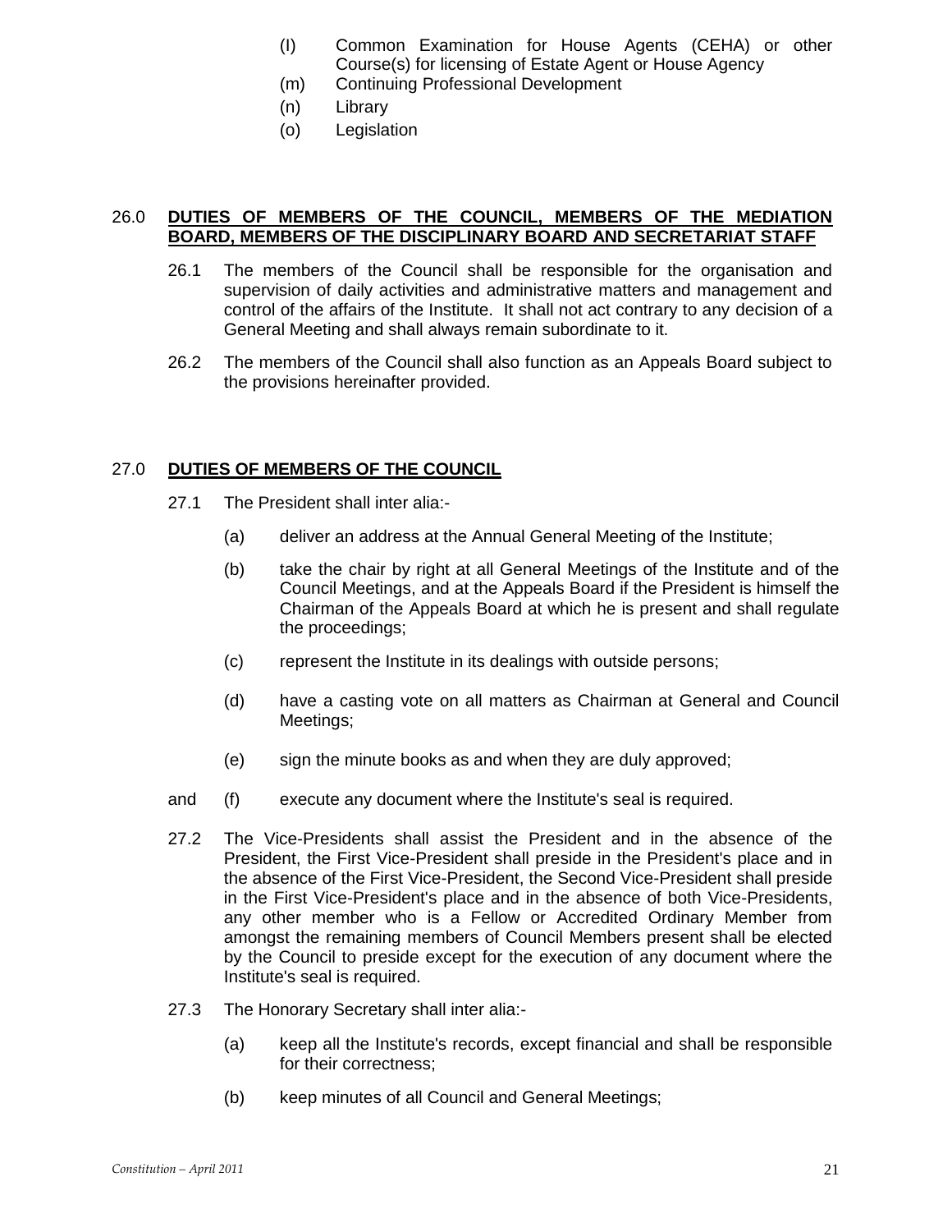(l) Common Examination for House Agents (CEHA) or other Course(s) for licensing of Estate Agent or House Agency

(m) Continuing Professional Development

(n) Library

(o) Legislation

## 26.0 DUTIES OF MEMBERS OF THE COUNCIL, MEMBERS OF THE MEDIATION BOARD, MEMBERS OF THE DISCIPLINARY BOARD AND SECRETARIAT STAFF

26.1 The members of the Council shall be responsible for the organisation and supervision of daily activities and administrative matters and management and control of the affairs of the Institute. It shall not act contrary to any decision of a General Meeting and shall always remain subordinate to it.

26.2 The members of the Council shall also function as an Appeals Board subject to the provisions hereinafter provided.

## 27.0 DUTIES OF MEMBERS OF THE COUNCIL

27.1 The President shall inter alia:-

(a) deliver an address at the Annual General Meeting of the Institute;

(b) take the chair by right at all General Meetings of the Institute and of the Council Meetings, and at the Appeals Board if the President is himself the Chairman of the Appeals Board at which he is present and shall regulate the proceedings;

(c) represent the Institute in its dealings with outside persons;

(d) have a casting vote on all matters as Chairman at General and Council Meetings;

(e) sign the minute books as and when they are duly approved;

and (f) execute any document where the Institute's seal is required.

27.2 The Vice-Presidents shall assist the President and in the absence of the President, the First Vice-President shall preside in the President's place and in the absence of the First Vice-President, the Second Vice-President shall preside in the First Vice-President's place and in the absence of both Vice-Presidents, any other member who is a Fellow or Accredited Ordinary Member from amongst the remaining members of Council Members present shall be elected by the Council to preside except for the execution of any document where the Institute's seal is required.

27.3 The Honorary Secretary shall inter alia:-

(a) keep all the Institute's records, except financial and shall be responsible for their correctness;

(b) keep minutes of all Council and General Meetings;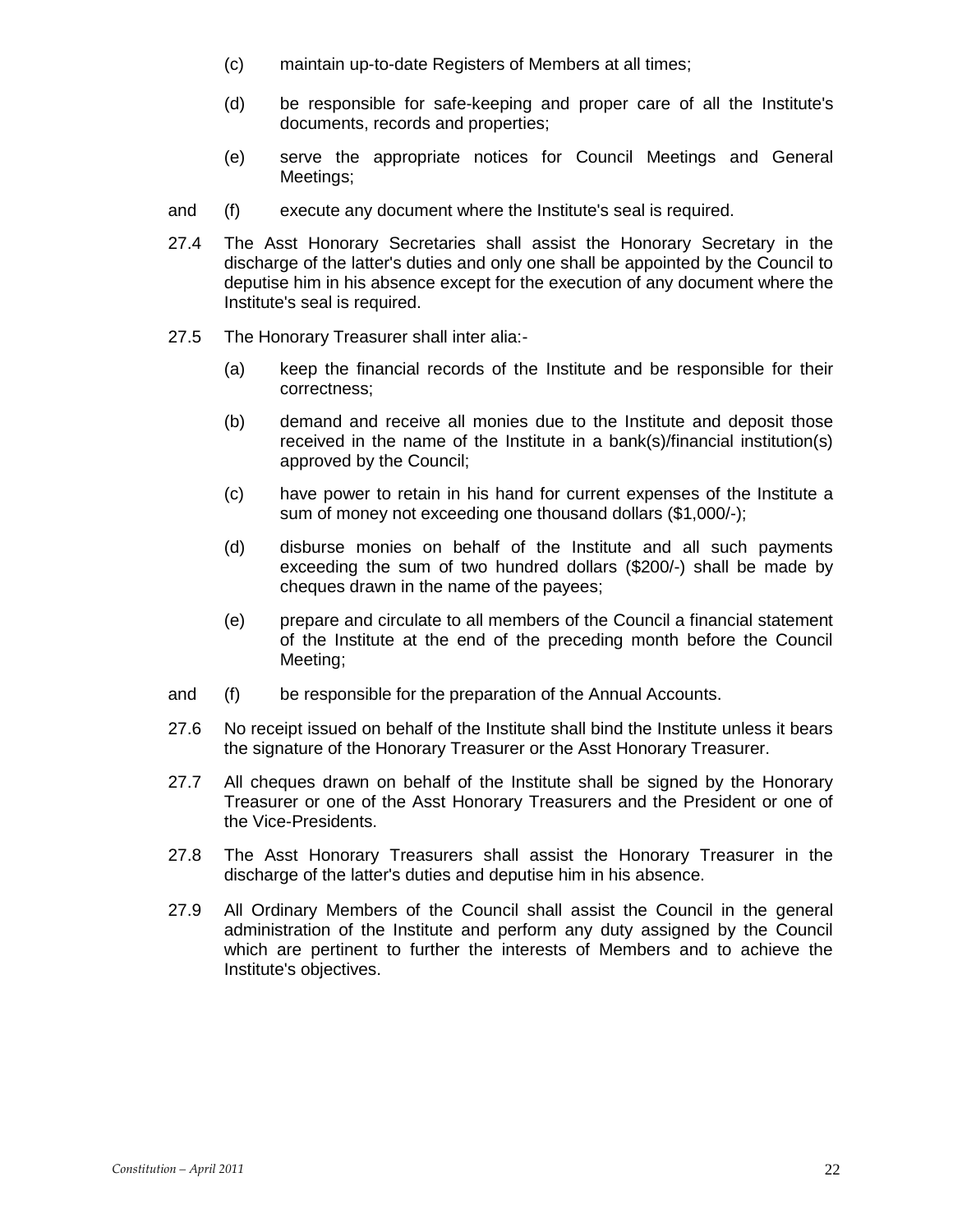(c) maintain up-to-date Registers of Members at all times;

(d) be responsible for safe-keeping and proper care of all the Institute's documents, records and properties;

(e) serve the appropriate notices for Council Meetings and General Meetings;

and (f) execute any document where the Institute's seal is required.

27.4 The Asst Honorary Secretaries shall assist the Honorary Secretary in the discharge of the latter's duties and only one shall be appointed by the Council to deputise him in his absence except for the execution of any document where the Institute's seal is required.

27.5 The Honorary Treasurer shall inter alia:-

(a) keep the financial records of the Institute and be responsible for their correctness;

(b) demand and receive all monies due to the Institute and deposit those received in the name of the Institute in a bank(s)/financial institution(s) approved by the Council;

(c) have power to retain in his hand for current expenses of the Institute a sum of money not exceeding one thousand dollars ($1,000/-);

(d) disburse monies on behalf of the Institute and all such payments exceeding the sum of two hundred dollars ($200/-) shall be made by cheques drawn in the name of the payees;

(e) prepare and circulate to all members of the Council a financial statement of the Institute at the end of the preceding month before the Council Meeting;

and (f) be responsible for the preparation of the Annual Accounts.

27.6 No receipt issued on behalf of the Institute shall bind the Institute unless it bears the signature of the Honorary Treasurer or the Asst Honorary Treasurer.

27.7 All cheques drawn on behalf of the Institute shall be signed by the Honorary Treasurer or one of the Asst Honorary Treasurers and the President or one of the Vice-Presidents.

27.8 The Asst Honorary Treasurers shall assist the Honorary Treasurer in the discharge of the latter's duties and deputise him in his absence.

27.9 All Ordinary Members of the Council shall assist the Council in the general administration of the Institute and perform any duty assigned by the Council which are pertinent to further the interests of Members and to achieve the Institute's objectives.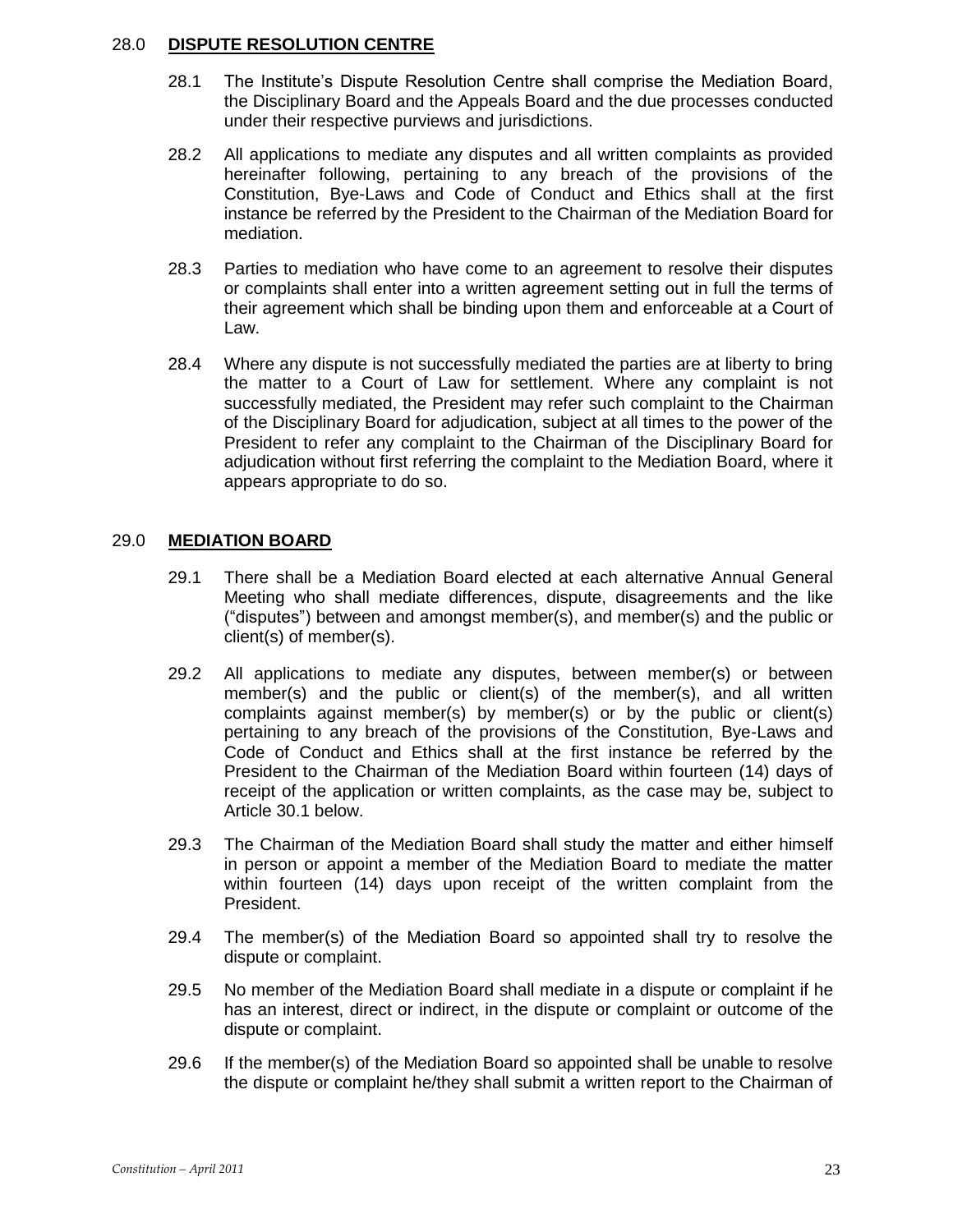## 28.0 DISPUTE RESOLUTION CENTRE

28.1 The Institute's Dispute Resolution Centre shall comprise the Mediation Board, the Disciplinary Board and the Appeals Board and the due processes conducted under their respective purviews and jurisdictions.

28.2 All applications to mediate any disputes and all written complaints as provided hereinafter following, pertaining to any breach of the provisions of the Constitution, Bye-Laws and Code of Conduct and Ethics shall at the first instance be referred by the President to the Chairman of the Mediation Board for mediation.

28.3 Parties to mediation who have come to an agreement to resolve their disputes or complaints shall enter into a written agreement setting out in full the terms of their agreement which shall be binding upon them and enforceable at a Court of Law.

28.4 Where any dispute is not successfully mediated the parties are at liberty to bring the matter to a Court of Law for settlement. Where any complaint is not successfully mediated, the President may refer such complaint to the Chairman of the Disciplinary Board for adjudication, subject at all times to the power of the President to refer any complaint to the Chairman of the Disciplinary Board for adjudication without first referring the complaint to the Mediation Board, where it appears appropriate to do so.

## 29.0 MEDIATION BOARD

29.1 There shall be a Mediation Board elected at each alternative Annual General Meeting who shall mediate differences, dispute, disagreements and the like ("disputes") between and amongst member(s), and member(s) and the public or client(s) of member(s).

29.2 All applications to mediate any disputes, between member(s) or between member(s) and the public or client(s) of the member(s), and all written complaints against member(s) by member(s) or by the public or client(s) pertaining to any breach of the provisions of the Constitution, Bye-Laws and Code of Conduct and Ethics shall at the first instance be referred by the President to the Chairman of the Mediation Board within fourteen (14) days of receipt of the application or written complaints, as the case may be, subject to Article 30.1 below.

29.3 The Chairman of the Mediation Board shall study the matter and either himself in person or appoint a member of the Mediation Board to mediate the matter within fourteen (14) days upon receipt of the written complaint from the President.

29.4 The member(s) of the Mediation Board so appointed shall try to resolve the dispute or complaint.

29.5 No member of the Mediation Board shall mediate in a dispute or complaint if he has an interest, direct or indirect, in the dispute or complaint or outcome of the dispute or complaint.

29.6 If the member(s) of the Mediation Board so appointed shall be unable to resolve the dispute or complaint he/they shall submit a written report to the Chairman of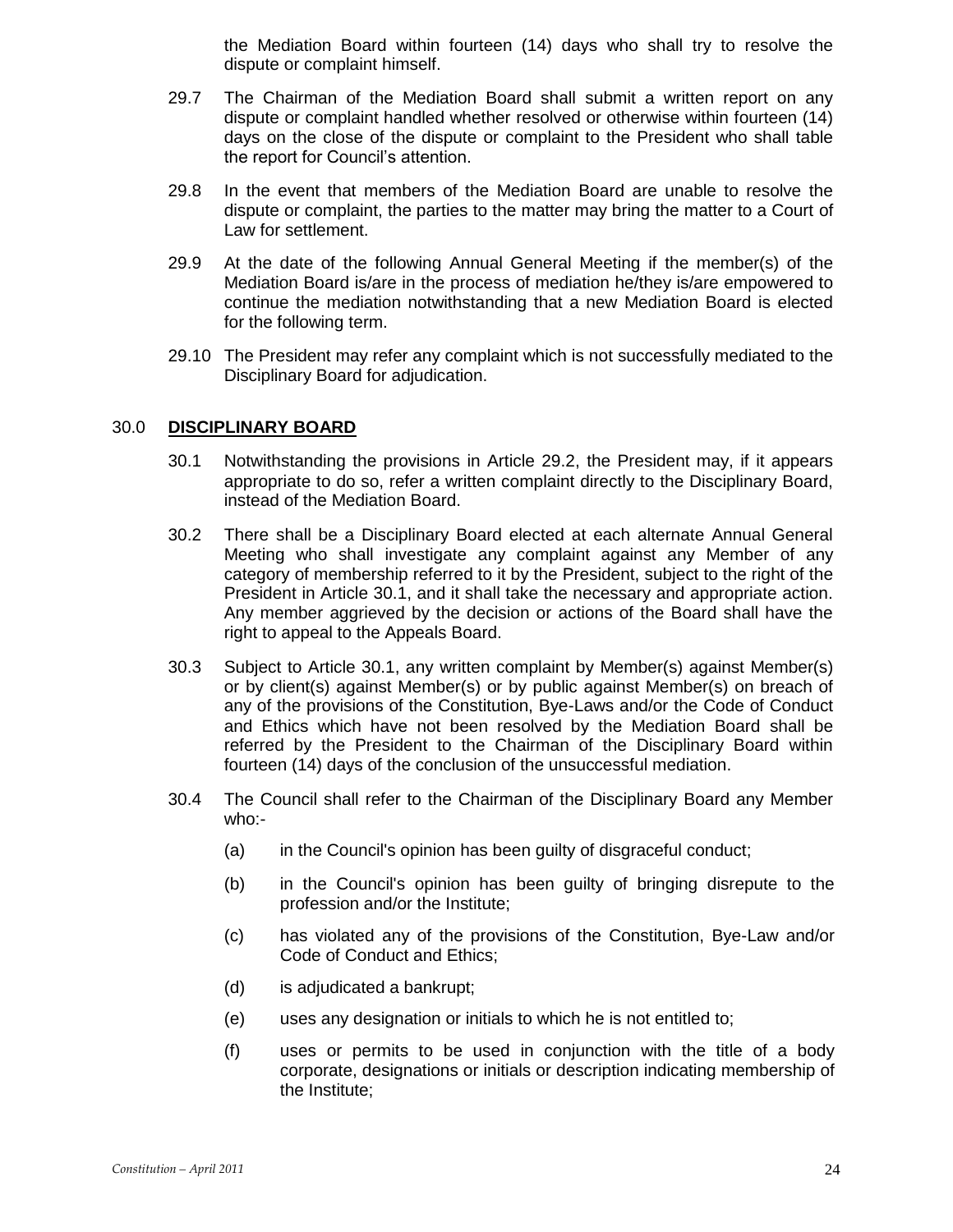the Mediation Board within fourteen (14) days who shall try to resolve the dispute or complaint himself.

29.7 The Chairman of the Mediation Board shall submit a written report on any dispute or complaint handled whether resolved or otherwise within fourteen (14) days on the close of the dispute or complaint to the President who shall table the report for Council's attention.

29.8 In the event that members of the Mediation Board are unable to resolve the dispute or complaint, the parties to the matter may bring the matter to a Court of Law for settlement.

29.9 At the date of the following Annual General Meeting if the member(s) of the Mediation Board is/are in the process of mediation he/they is/are empowered to continue the mediation notwithstanding that a new Mediation Board is elected for the following term.

29.10 The President may refer any complaint which is not successfully mediated to the Disciplinary Board for adjudication.

## 30.0 **DISCIPLINARY BOARD**

30.1 Notwithstanding the provisions in Article 29.2, the President may, if it appears appropriate to do so, refer a written complaint directly to the Disciplinary Board, instead of the Mediation Board.

30.2 There shall be a Disciplinary Board elected at each alternate Annual General Meeting who shall investigate any complaint against any Member of any category of membership referred to it by the President, subject to the right of the President in Article 30.1, and it shall take the necessary and appropriate action. Any member aggrieved by the decision or actions of the Board shall have the right to appeal to the Appeals Board.

30.3 Subject to Article 30.1, any written complaint by Member(s) against Member(s) or by client(s) against Member(s) or by public against Member(s) on breach of any of the provisions of the Constitution, Bye-Laws and/or the Code of Conduct and Ethics which have not been resolved by the Mediation Board shall be referred by the President to the Chairman of the Disciplinary Board within fourteen (14) days of the conclusion of the unsuccessful mediation.

30.4 The Council shall refer to the Chairman of the Disciplinary Board any Member who:-

(a) in the Council's opinion has been guilty of disgraceful conduct;

(b) in the Council's opinion has been guilty of bringing disrepute to the profession and/or the Institute;

(c) has violated any of the provisions of the Constitution, Bye-Law and/or Code of Conduct and Ethics;

(d) is adjudicated a bankrupt;

(e) uses any designation or initials to which he is not entitled to;

(f) uses or permits to be used in conjunction with the title of a body corporate, designations or initials or description indicating membership of the Institute;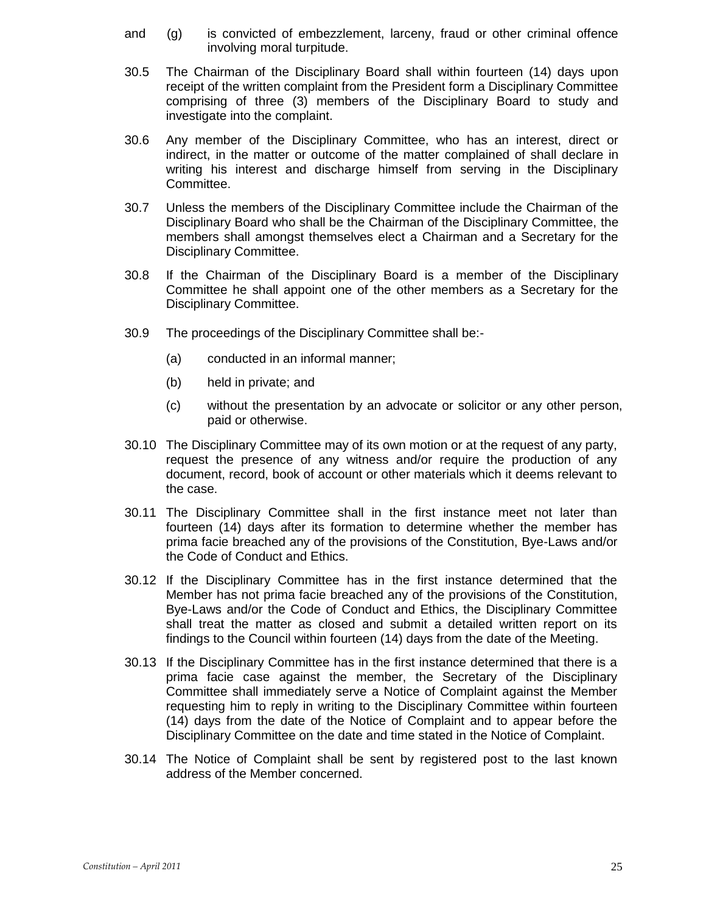and (g) is convicted of embezzlement, larceny, fraud or other criminal offence involving moral turpitude.

30.5 The Chairman of the Disciplinary Board shall within fourteen (14) days upon receipt of the written complaint from the President form a Disciplinary Committee comprising of three (3) members of the Disciplinary Board to study and investigate into the complaint.

30.6 Any member of the Disciplinary Committee, who has an interest, direct or indirect, in the matter or outcome of the matter complained of shall declare in writing his interest and discharge himself from serving in the Disciplinary Committee.

30.7 Unless the members of the Disciplinary Committee include the Chairman of the Disciplinary Board who shall be the Chairman of the Disciplinary Committee, the members shall amongst themselves elect a Chairman and a Secretary for the Disciplinary Committee.

30.8 If the Chairman of the Disciplinary Board is a member of the Disciplinary Committee he shall appoint one of the other members as a Secretary for the Disciplinary Committee.

30.9 The proceedings of the Disciplinary Committee shall be:-

- (a) conducted in an informal manner;
- (b) held in private; and
- (c) without the presentation by an advocate or solicitor or any other person, paid or otherwise.

30.10 The Disciplinary Committee may of its own motion or at the request of any party, request the presence of any witness and/or require the production of any document, record, book of account or other materials which it deems relevant to the case.

30.11 The Disciplinary Committee shall in the first instance meet not later than fourteen (14) days after its formation to determine whether the member has prima facie breached any of the provisions of the Constitution, Bye-Laws and/or the Code of Conduct and Ethics.

30.12 If the Disciplinary Committee has in the first instance determined that the Member has not prima facie breached any of the provisions of the Constitution, Bye-Laws and/or the Code of Conduct and Ethics, the Disciplinary Committee shall treat the matter as closed and submit a detailed written report on its findings to the Council within fourteen (14) days from the date of the Meeting.

30.13 If the Disciplinary Committee has in the first instance determined that there is a prima facie case against the member, the Secretary of the Disciplinary Committee shall immediately serve a Notice of Complaint against the Member requesting him to reply in writing to the Disciplinary Committee within fourteen (14) days from the date of the Notice of Complaint and to appear before the Disciplinary Committee on the date and time stated in the Notice of Complaint.

30.14 The Notice of Complaint shall be sent by registered post to the last known address of the Member concerned.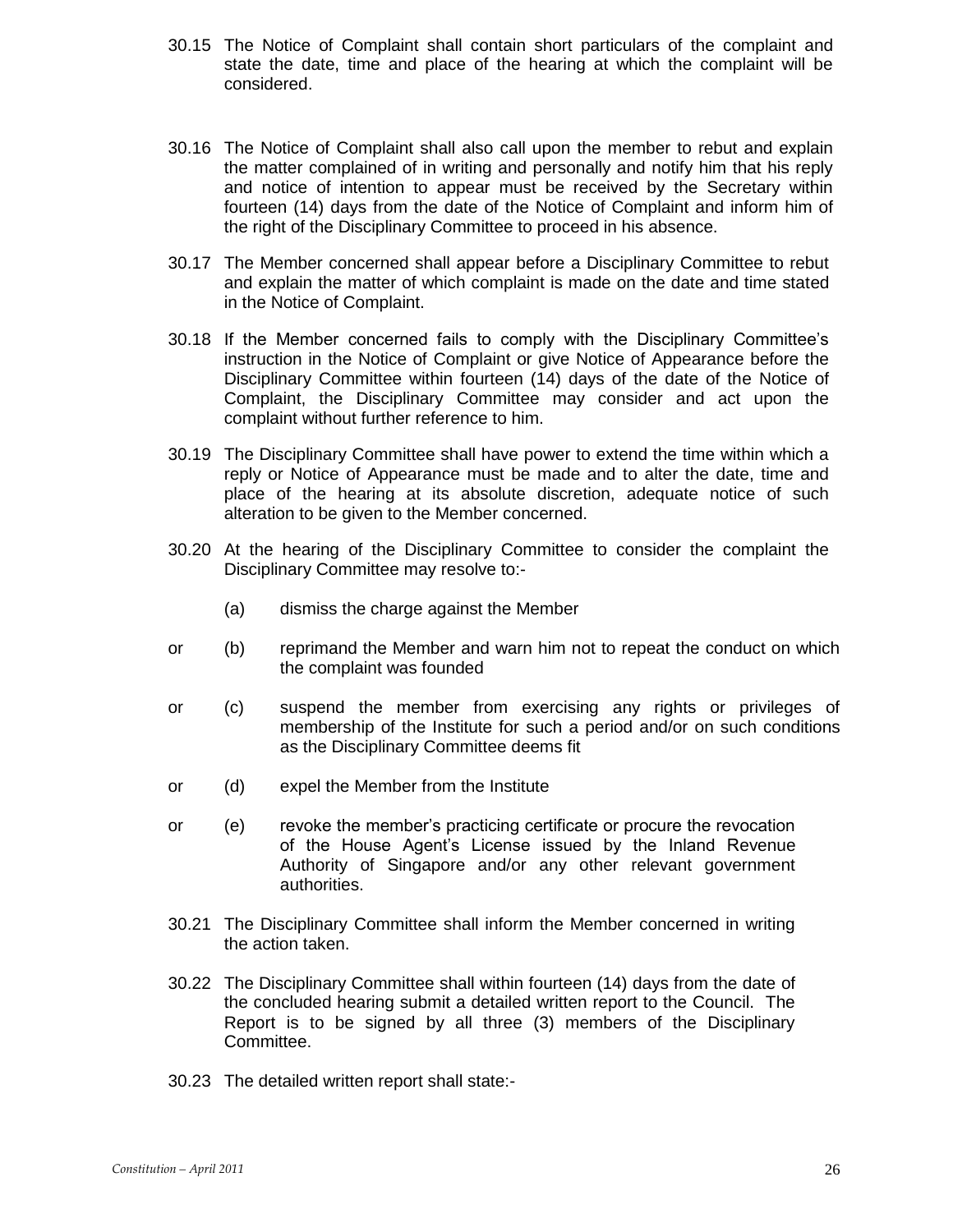30.15 The Notice of Complaint shall contain short particulars of the complaint and state the date, time and place of the hearing at which the complaint will be considered.

30.16 The Notice of Complaint shall also call upon the member to rebut and explain the matter complained of in writing and personally and notify him that his reply and notice of intention to appear must be received by the Secretary within fourteen (14) days from the date of the Notice of Complaint and inform him of the right of the Disciplinary Committee to proceed in his absence.

30.17 The Member concerned shall appear before a Disciplinary Committee to rebut and explain the matter of which complaint is made on the date and time stated in the Notice of Complaint.

30.18 If the Member concerned fails to comply with the Disciplinary Committee's instruction in the Notice of Complaint or give Notice of Appearance before the Disciplinary Committee within fourteen (14) days of the date of the Notice of Complaint, the Disciplinary Committee may consider and act upon the complaint without further reference to him.

30.19 The Disciplinary Committee shall have power to extend the time within which a reply or Notice of Appearance must be made and to alter the date, time and place of the hearing at its absolute discretion, adequate notice of such alteration to be given to the Member concerned.

30.20 At the hearing of the Disciplinary Committee to consider the complaint the Disciplinary Committee may resolve to:-

(a) dismiss the charge against the Member

or (b) reprimand the Member and warn him not to repeat the conduct on which the complaint was founded

or (c) suspend the member from exercising any rights or privileges of membership of the Institute for such a period and/or on such conditions as the Disciplinary Committee deems fit

or (d) expel the Member from the Institute

or (e) revoke the member's practicing certificate or procure the revocation of the House Agent's License issued by the Inland Revenue Authority of Singapore and/or any other relevant government authorities.

30.21 The Disciplinary Committee shall inform the Member concerned in writing the action taken.

30.22 The Disciplinary Committee shall within fourteen (14) days from the date of the concluded hearing submit a detailed written report to the Council. The Report is to be signed by all three (3) members of the Disciplinary Committee.

30.23 The detailed written report shall state:-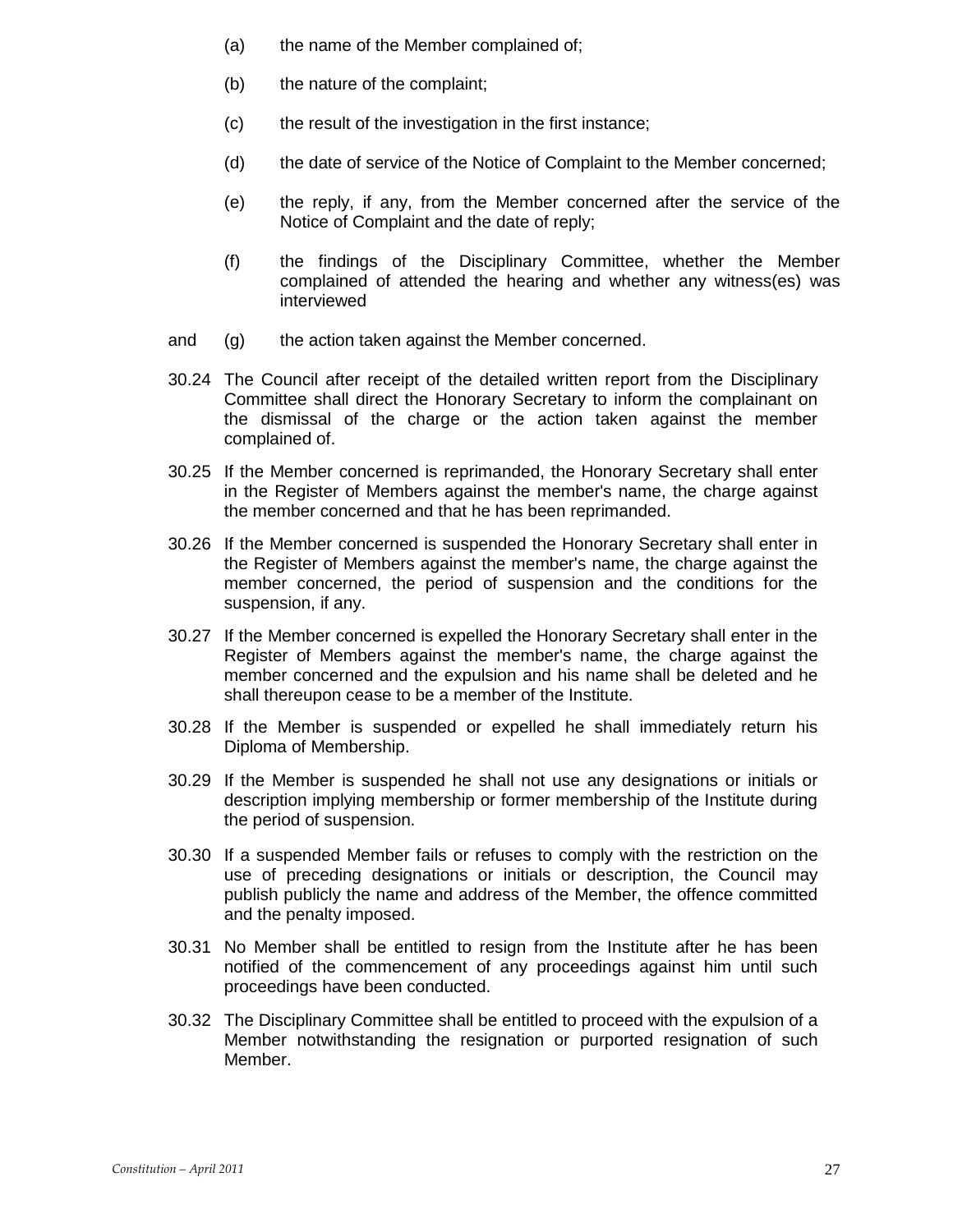(a) the name of the Member complained of;

(b) the nature of the complaint;

(c) the result of the investigation in the first instance;

(d) the date of service of the Notice of Complaint to the Member concerned;

(e) the reply, if any, from the Member concerned after the service of the Notice of Complaint and the date of reply;

(f) the findings of the Disciplinary Committee, whether the Member complained of attended the hearing and whether any witness(es) was interviewed

and (g) the action taken against the Member concerned.

30.24 The Council after receipt of the detailed written report from the Disciplinary Committee shall direct the Honorary Secretary to inform the complainant on the dismissal of the charge or the action taken against the member complained of.

30.25 If the Member concerned is reprimanded, the Honorary Secretary shall enter in the Register of Members against the member's name, the charge against the member concerned and that he has been reprimanded.

30.26 If the Member concerned is suspended the Honorary Secretary shall enter in the Register of Members against the member's name, the charge against the member concerned, the period of suspension and the conditions for the suspension, if any.

30.27 If the Member concerned is expelled the Honorary Secretary shall enter in the Register of Members against the member's name, the charge against the member concerned and the expulsion and his name shall be deleted and he shall thereupon cease to be a member of the Institute.

30.28 If the Member is suspended or expelled he shall immediately return his Diploma of Membership.

30.29 If the Member is suspended he shall not use any designations or initials or description implying membership or former membership of the Institute during the period of suspension.

30.30 If a suspended Member fails or refuses to comply with the restriction on the use of preceding designations or initials or description, the Council may publish publicly the name and address of the Member, the offence committed and the penalty imposed.

30.31 No Member shall be entitled to resign from the Institute after he has been notified of the commencement of any proceedings against him until such proceedings have been conducted.

30.32 The Disciplinary Committee shall be entitled to proceed with the expulsion of a Member notwithstanding the resignation or purported resignation of such Member.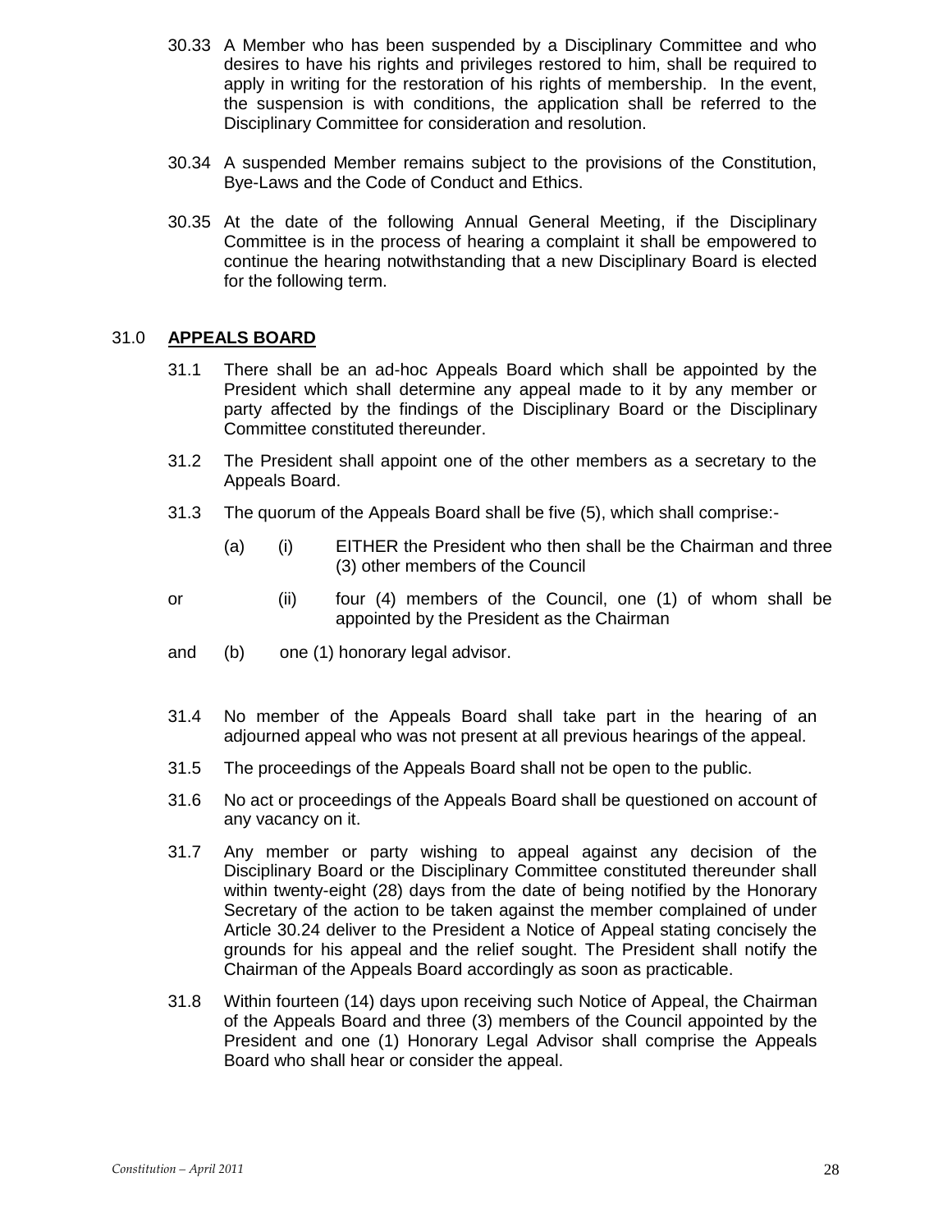30.33 A Member who has been suspended by a Disciplinary Committee and who desires to have his rights and privileges restored to him, shall be required to apply in writing for the restoration of his rights of membership. In the event, the suspension is with conditions, the application shall be referred to the Disciplinary Committee for consideration and resolution.

30.34 A suspended Member remains subject to the provisions of the Constitution, Bye-Laws and the Code of Conduct and Ethics.

30.35 At the date of the following Annual General Meeting, if the Disciplinary Committee is in the process of hearing a complaint it shall be empowered to continue the hearing notwithstanding that a new Disciplinary Board is elected for the following term.

## 31.0 **APPEALS BOARD**

31.1 There shall be an ad-hoc Appeals Board which shall be appointed by the President which shall determine any appeal made to it by any member or party affected by the findings of the Disciplinary Board or the Disciplinary Committee constituted thereunder.

31.2 The President shall appoint one of the other members as a secretary to the Appeals Board.

31.3 The quorum of the Appeals Board shall be five (5), which shall comprise:-

(a) (i) EITHER the President who then shall be the Chairman and three (3) other members of the Council

or (ii) four (4) members of the Council, one (1) of whom shall be appointed by the President as the Chairman

and (b) one (1) honorary legal advisor.

31.4 No member of the Appeals Board shall take part in the hearing of an adjourned appeal who was not present at all previous hearings of the appeal.

31.5 The proceedings of the Appeals Board shall not be open to the public.

31.6 No act or proceedings of the Appeals Board shall be questioned on account of any vacancy on it.

31.7 Any member or party wishing to appeal against any decision of the Disciplinary Board or the Disciplinary Committee constituted thereunder shall within twenty-eight (28) days from the date of being notified by the Honorary Secretary of the action to be taken against the member complained of under Article 30.24 deliver to the President a Notice of Appeal stating concisely the grounds for his appeal and the relief sought. The President shall notify the Chairman of the Appeals Board accordingly as soon as practicable.

31.8 Within fourteen (14) days upon receiving such Notice of Appeal, the Chairman of the Appeals Board and three (3) members of the Council appointed by the President and one (1) Honorary Legal Advisor shall comprise the Appeals Board who shall hear or consider the appeal.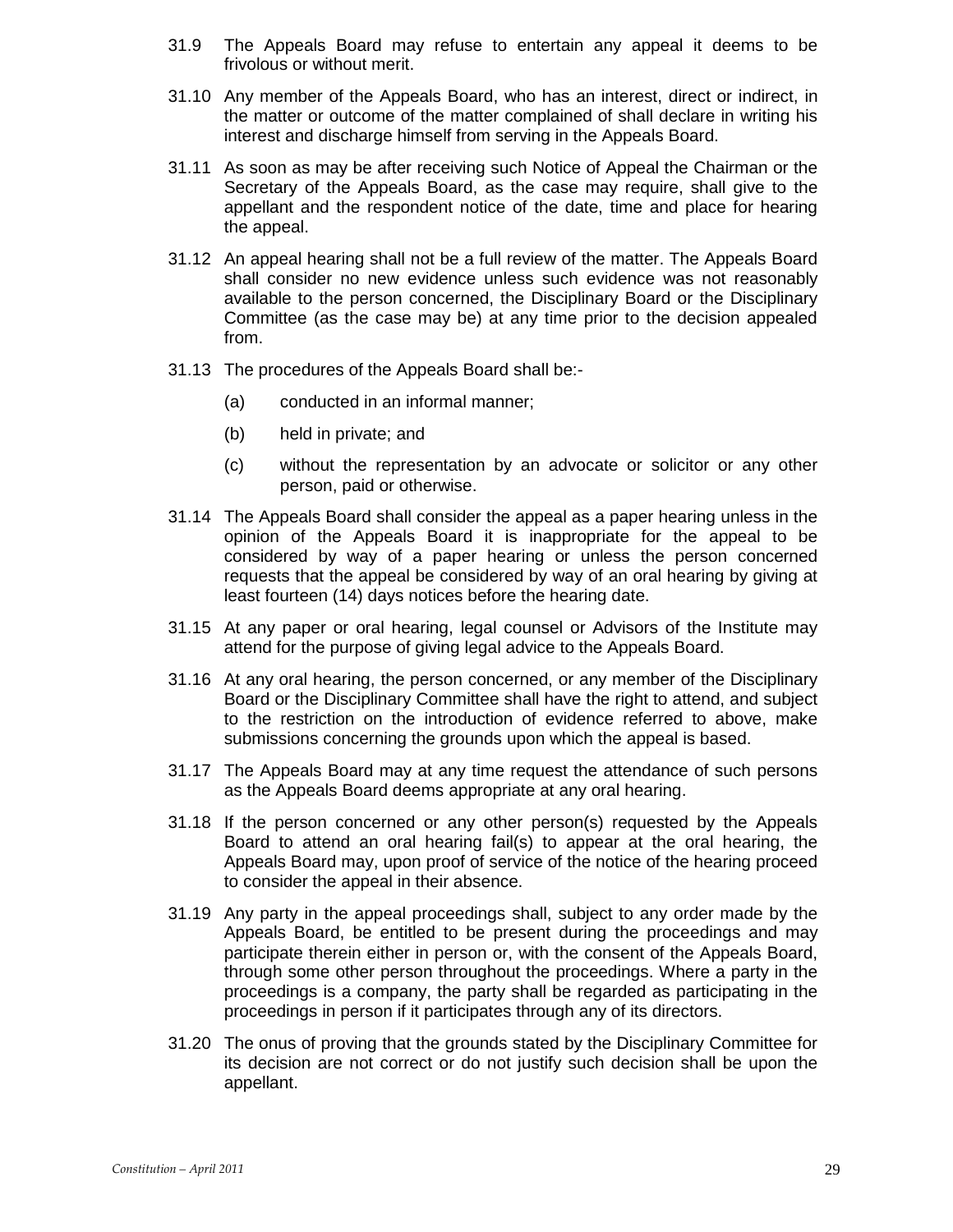31.9 The Appeals Board may refuse to entertain any appeal it deems to be frivolous or without merit.

31.10 Any member of the Appeals Board, who has an interest, direct or indirect, in the matter or outcome of the matter complained of shall declare in writing his interest and discharge himself from serving in the Appeals Board.

31.11 As soon as may be after receiving such Notice of Appeal the Chairman or the Secretary of the Appeals Board, as the case may require, shall give to the appellant and the respondent notice of the date, time and place for hearing the appeal.

31.12 An appeal hearing shall not be a full review of the matter. The Appeals Board shall consider no new evidence unless such evidence was not reasonably available to the person concerned, the Disciplinary Board or the Disciplinary Committee (as the case may be) at any time prior to the decision appealed from.

31.13 The procedures of the Appeals Board shall be:-

(a) conducted in an informal manner;

(b) held in private; and

(c) without the representation by an advocate or solicitor or any other person, paid or otherwise.

31.14 The Appeals Board shall consider the appeal as a paper hearing unless in the opinion of the Appeals Board it is inappropriate for the appeal to be considered by way of a paper hearing or unless the person concerned requests that the appeal be considered by way of an oral hearing by giving at least fourteen (14) days notices before the hearing date.

31.15 At any paper or oral hearing, legal counsel or Advisors of the Institute may attend for the purpose of giving legal advice to the Appeals Board.

31.16 At any oral hearing, the person concerned, or any member of the Disciplinary Board or the Disciplinary Committee shall have the right to attend, and subject to the restriction on the introduction of evidence referred to above, make submissions concerning the grounds upon which the appeal is based.

31.17 The Appeals Board may at any time request the attendance of such persons as the Appeals Board deems appropriate at any oral hearing.

31.18 If the person concerned or any other person(s) requested by the Appeals Board to attend an oral hearing fail(s) to appear at the oral hearing, the Appeals Board may, upon proof of service of the notice of the hearing proceed to consider the appeal in their absence.

31.19 Any party in the appeal proceedings shall, subject to any order made by the Appeals Board, be entitled to be present during the proceedings and may participate therein either in person or, with the consent of the Appeals Board, through some other person throughout the proceedings. Where a party in the proceedings is a company, the party shall be regarded as participating in the proceedings in person if it participates through any of its directors.

31.20 The onus of proving that the grounds stated by the Disciplinary Committee for its decision are not correct or do not justify such decision shall be upon the appellant.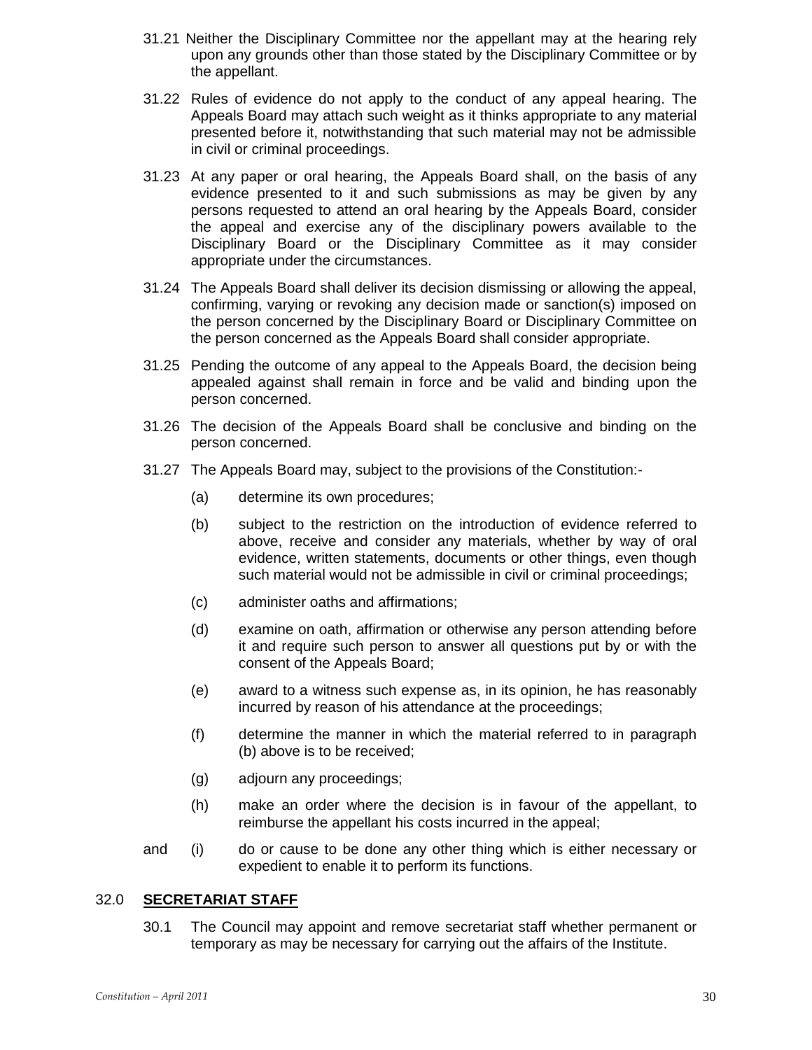31.21 Neither the Disciplinary Committee nor the appellant may at the hearing rely upon any grounds other than those stated by the Disciplinary Committee or by the appellant.

31.22 Rules of evidence do not apply to the conduct of any appeal hearing. The Appeals Board may attach such weight as it thinks appropriate to any material presented before it, notwithstanding that such material may not be admissible in civil or criminal proceedings.

31.23 At any paper or oral hearing, the Appeals Board shall, on the basis of any evidence presented to it and such submissions as may be given by any persons requested to attend an oral hearing by the Appeals Board, consider the appeal and exercise any of the disciplinary powers available to the Disciplinary Board or the Disciplinary Committee as it may consider appropriate under the circumstances.

31.24 The Appeals Board shall deliver its decision dismissing or allowing the appeal, confirming, varying or revoking any decision made or sanction(s) imposed on the person concerned by the Disciplinary Board or Disciplinary Committee on the person concerned as the Appeals Board shall consider appropriate.

31.25 Pending the outcome of any appeal to the Appeals Board, the decision being appealed against shall remain in force and be valid and binding upon the person concerned.

31.26 The decision of the Appeals Board shall be conclusive and binding on the person concerned.

31.27 The Appeals Board may, subject to the provisions of the Constitution:-

(a) determine its own procedures;

(b) subject to the restriction on the introduction of evidence referred to above, receive and consider any materials, whether by way of oral evidence, written statements, documents or other things, even though such material would not be admissible in civil or criminal proceedings;

(c) administer oaths and affirmations;

(d) examine on oath, affirmation or otherwise any person attending before it and require such person to answer all questions put by or with the consent of the Appeals Board;

(e) award to a witness such expense as, in its opinion, he has reasonably incurred by reason of his attendance at the proceedings;

(f) determine the manner in which the material referred to in paragraph (b) above is to be received;

(g) adjourn any proceedings;

(h) make an order where the decision is in favour of the appellant, to reimburse the appellant his costs incurred in the appeal;

and (i) do or cause to be done any other thing which is either necessary or expedient to enable it to perform its functions.

## 32.0 **SECRETARIAT STAFF**

30.1 The Council may appoint and remove secretariat staff whether permanent or temporary as may be necessary for carrying out the affairs of the Institute.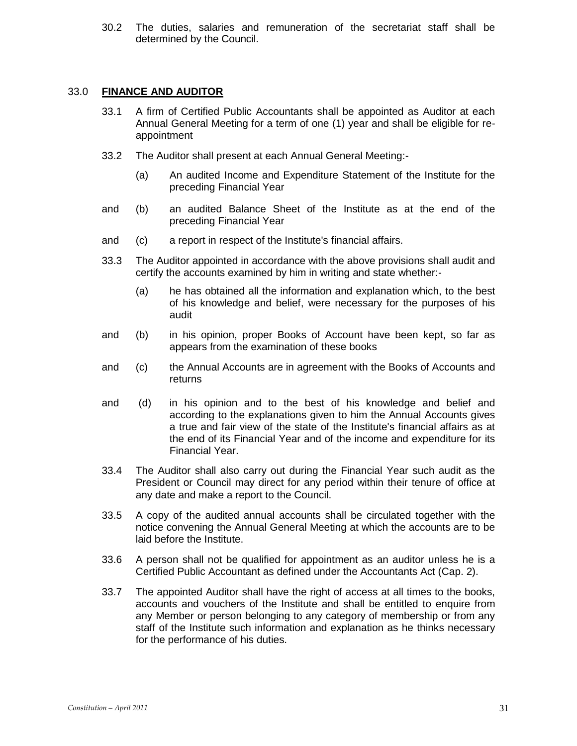30.2 The duties, salaries and remuneration of the secretariat staff shall be determined by the Council.

## 33.0 **FINANCE AND AUDITOR**

33.1 A firm of Certified Public Accountants shall be appointed as Auditor at each Annual General Meeting for a term of one (1) year and shall be eligible for re-appointment

33.2 The Auditor shall present at each Annual General Meeting:-

(a) An audited Income and Expenditure Statement of the Institute for the preceding Financial Year

and (b) an audited Balance Sheet of the Institute as at the end of the preceding Financial Year

and (c) a report in respect of the Institute's financial affairs.

33.3 The Auditor appointed in accordance with the above provisions shall audit and certify the accounts examined by him in writing and state whether:-

(a) he has obtained all the information and explanation which, to the best of his knowledge and belief, were necessary for the purposes of his audit

and (b) in his opinion, proper Books of Account have been kept, so far as appears from the examination of these books

and (c) the Annual Accounts are in agreement with the Books of Accounts and returns

and (d) in his opinion and to the best of his knowledge and belief and according to the explanations given to him the Annual Accounts gives a true and fair view of the state of the Institute's financial affairs as at the end of its Financial Year and of the income and expenditure for its Financial Year.

33.4 The Auditor shall also carry out during the Financial Year such audit as the President or Council may direct for any period within their tenure of office at any date and make a report to the Council.

33.5 A copy of the audited annual accounts shall be circulated together with the notice convening the Annual General Meeting at which the accounts are to be laid before the Institute.

33.6 A person shall not be qualified for appointment as an auditor unless he is a Certified Public Accountant as defined under the Accountants Act (Cap. 2).

33.7 The appointed Auditor shall have the right of access at all times to the books, accounts and vouchers of the Institute and shall be entitled to enquire from any Member or person belonging to any category of membership or from any staff of the Institute such information and explanation as he thinks necessary for the performance of his duties.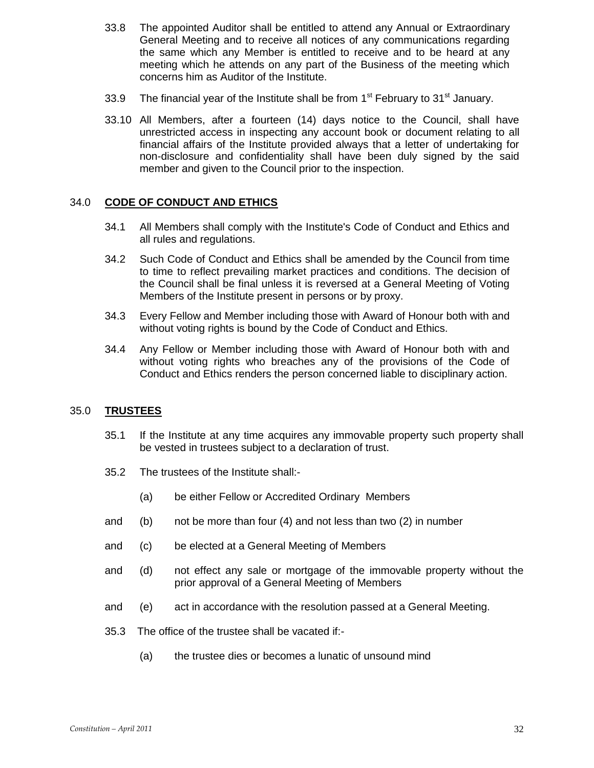33.8 The appointed Auditor shall be entitled to attend any Annual or Extraordinary General Meeting and to receive all notices of any communications regarding the same which any Member is entitled to receive and to be heard at any meeting which he attends on any part of the Business of the meeting which concerns him as Auditor of the Institute.

33.9 The financial year of the Institute shall be from 1st February to 31st January.

33.10 All Members, after a fourteen (14) days notice to the Council, shall have unrestricted access in inspecting any account book or document relating to all financial affairs of the Institute provided always that a letter of undertaking for non-disclosure and confidentiality shall have been duly signed by the said member and given to the Council prior to the inspection.

## 34.0 **CODE OF CONDUCT AND ETHICS**

34.1 All Members shall comply with the Institute's Code of Conduct and Ethics and all rules and regulations.

34.2 Such Code of Conduct and Ethics shall be amended by the Council from time to time to reflect prevailing market practices and conditions. The decision of the Council shall be final unless it is reversed at a General Meeting of Voting Members of the Institute present in persons or by proxy.

34.3 Every Fellow and Member including those with Award of Honour both with and without voting rights is bound by the Code of Conduct and Ethics.

34.4 Any Fellow or Member including those with Award of Honour both with and without voting rights who breaches any of the provisions of the Code of Conduct and Ethics renders the person concerned liable to disciplinary action.

## 35.0 **TRUSTEES**

35.1 If the Institute at any time acquires any immovable property such property shall be vested in trustees subject to a declaration of trust.

35.2 The trustees of the Institute shall:-

(a) be either Fellow or Accredited Ordinary Members

and (b) not be more than four (4) and not less than two (2) in number

and (c) be elected at a General Meeting of Members

and (d) not effect any sale or mortgage of the immovable property without the prior approval of a General Meeting of Members

and (e) act in accordance with the resolution passed at a General Meeting.

35.3 The office of the trustee shall be vacated if:-

(a) the trustee dies or becomes a lunatic of unsound mind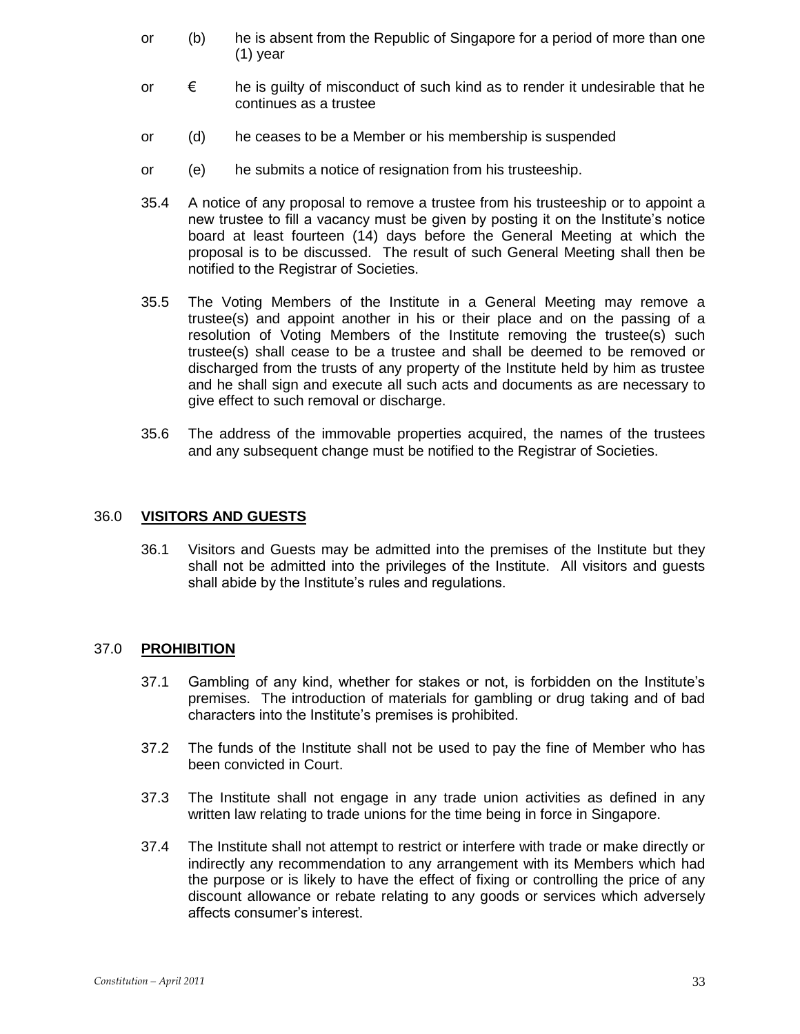or (b) he is absent from the Republic of Singapore for a period of more than one (1) year

or € he is guilty of misconduct of such kind as to render it undesirable that he continues as a trustee

or (d) he ceases to be a Member or his membership is suspended

or (e) he submits a notice of resignation from his trusteeship.

35.4 A notice of any proposal to remove a trustee from his trusteeship or to appoint a new trustee to fill a vacancy must be given by posting it on the Institute's notice board at least fourteen (14) days before the General Meeting at which the proposal is to be discussed. The result of such General Meeting shall then be notified to the Registrar of Societies.

35.5 The Voting Members of the Institute in a General Meeting may remove a trustee(s) and appoint another in his or their place and on the passing of a resolution of Voting Members of the Institute removing the trustee(s) such trustee(s) shall cease to be a trustee and shall be deemed to be removed or discharged from the trusts of any property of the Institute held by him as trustee and he shall sign and execute all such acts and documents as are necessary to give effect to such removal or discharge.

35.6 The address of the immovable properties acquired, the names of the trustees and any subsequent change must be notified to the Registrar of Societies.

## 36.0 **VISITORS AND GUESTS**

36.1 Visitors and Guests may be admitted into the premises of the Institute but they shall not be admitted into the privileges of the Institute. All visitors and guests shall abide by the Institute's rules and regulations.

## 37.0 **PROHIBITION**

37.1 Gambling of any kind, whether for stakes or not, is forbidden on the Institute's premises. The introduction of materials for gambling or drug taking and of bad characters into the Institute's premises is prohibited.

37.2 The funds of the Institute shall not be used to pay the fine of Member who has been convicted in Court.

37.3 The Institute shall not engage in any trade union activities as defined in any written law relating to trade unions for the time being in force in Singapore.

37.4 The Institute shall not attempt to restrict or interfere with trade or make directly or indirectly any recommendation to any arrangement with its Members which had the purpose or is likely to have the effect of fixing or controlling the price of any discount allowance or rebate relating to any goods or services which adversely affects consumer's interest.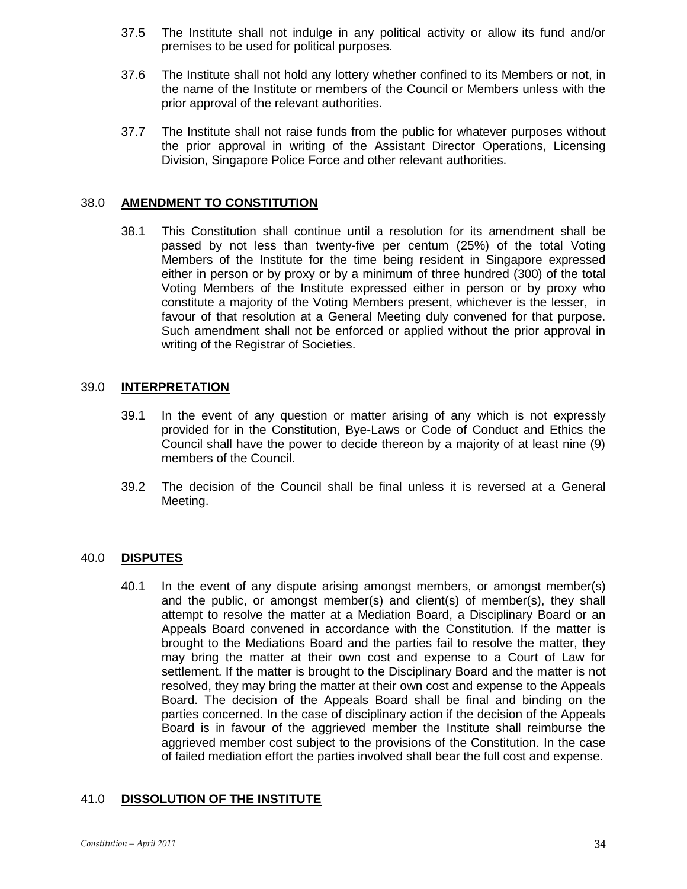37.5 The Institute shall not indulge in any political activity or allow its fund and/or premises to be used for political purposes.

37.6 The Institute shall not hold any lottery whether confined to its Members or not, in the name of the Institute or members of the Council or Members unless with the prior approval of the relevant authorities.

37.7 The Institute shall not raise funds from the public for whatever purposes without the prior approval in writing of the Assistant Director Operations, Licensing Division, Singapore Police Force and other relevant authorities.

## 38.0 **AMENDMENT TO CONSTITUTION**

38.1 This Constitution shall continue until a resolution for its amendment shall be passed by not less than twenty-five per centum (25%) of the total Voting Members of the Institute for the time being resident in Singapore expressed either in person or by proxy or by a minimum of three hundred (300) of the total Voting Members of the Institute expressed either in person or by proxy who constitute a majority of the Voting Members present, whichever is the lesser, in favour of that resolution at a General Meeting duly convened for that purpose. Such amendment shall not be enforced or applied without the prior approval in writing of the Registrar of Societies.

## 39.0 **INTERPRETATION**

39.1 In the event of any question or matter arising of any which is not expressly provided for in the Constitution, Bye-Laws or Code of Conduct and Ethics the Council shall have the power to decide thereon by a majority of at least nine (9) members of the Council.

39.2 The decision of the Council shall be final unless it is reversed at a General Meeting.

## 40.0 **DISPUTES**

40.1 In the event of any dispute arising amongst members, or amongst member(s) and the public, or amongst member(s) and client(s) of member(s), they shall attempt to resolve the matter at a Mediation Board, a Disciplinary Board or an Appeals Board convened in accordance with the Constitution. If the matter is brought to the Mediations Board and the parties fail to resolve the matter, they may bring the matter at their own cost and expense to a Court of Law for settlement. If the matter is brought to the Disciplinary Board and the matter is not resolved, they may bring the matter at their own cost and expense to the Appeals Board. The decision of the Appeals Board shall be final and binding on the parties concerned. In the case of disciplinary action if the decision of the Appeals Board is in favour of the aggrieved member the Institute shall reimburse the aggrieved member cost subject to the provisions of the Constitution. In the case of failed mediation effort the parties involved shall bear the full cost and expense.

## 41.0 **DISSOLUTION OF THE INSTITUTE**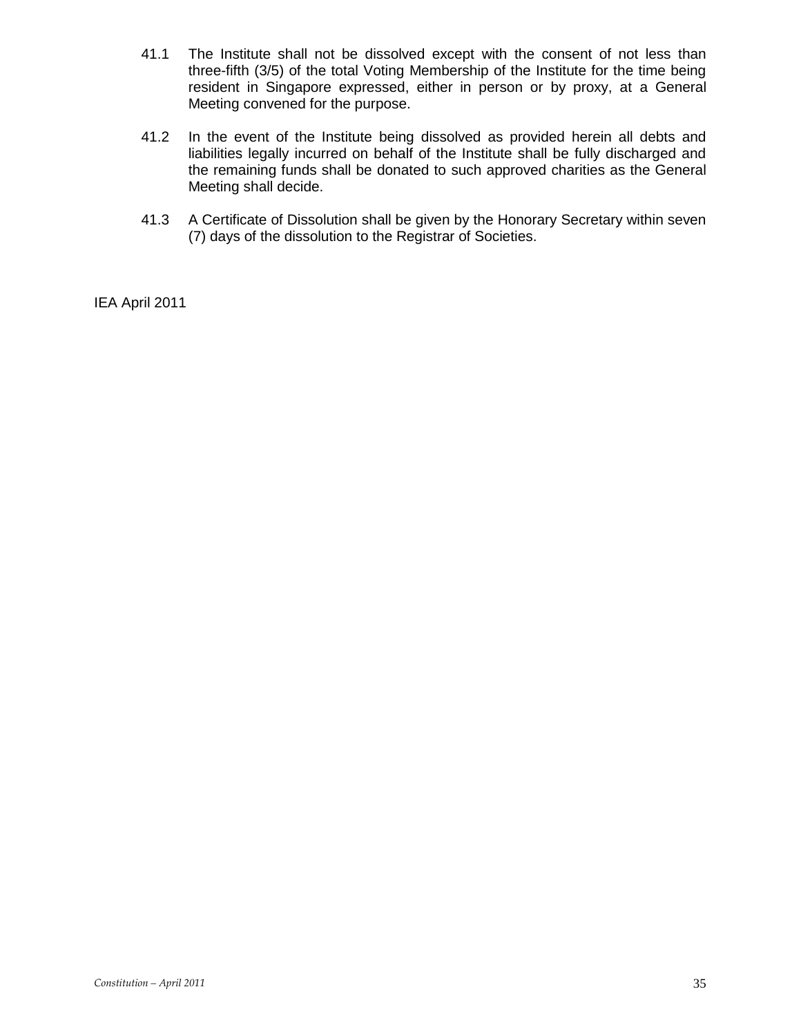41.1 The Institute shall not be dissolved except with the consent of not less than three-fifth (3/5) of the total Voting Membership of the Institute for the time being resident in Singapore expressed, either in person or by proxy, at a General Meeting convened for the purpose.

41.2 In the event of the Institute being dissolved as provided herein all debts and liabilities legally incurred on behalf of the Institute shall be fully discharged and the remaining funds shall be donated to such approved charities as the General Meeting shall decide.

41.3 A Certificate of Dissolution shall be given by the Honorary Secretary within seven (7) days of the dissolution to the Registrar of Societies.

IEA April 2011